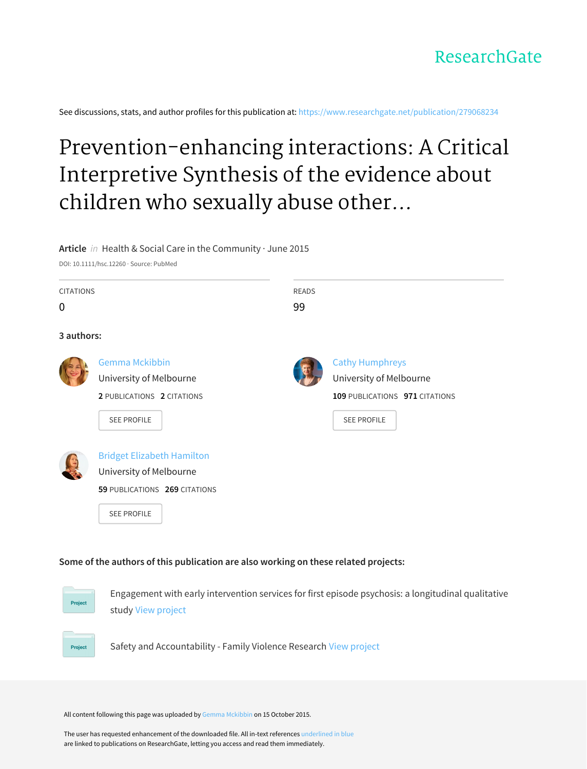ResearchGate

See discussions, stats, and author profiles for this publication at: https://www.researchgate.net/publication/279068234

# Prevention-enhancing interactions: A Critical Interpretive Synthesis of the evidence about children who sexually abuse other...

**Article** *in* Health & Social Care in the Community · June 2015

DOI: 10.1111/hsc.12260 · Source: PubMed

CITATIONS
0

READS
99

**3 authors:**

Gemma Mckibbin
University of Melbourne
**2** PUBLICATIONS **2** CITATIONS
SEE PROFILE

Cathy Humphreys
University of Melbourne
**109** PUBLICATIONS **971** CITATIONS
SEE PROFILE

Bridget Elizabeth Hamilton
University of Melbourne
**59** PUBLICATIONS **269** CITATIONS
SEE PROFILE

**Some of the authors of this publication are also working on these related projects:**

Project — Engagement with early intervention services for first episode psychosis: a longitudinal qualitative study View project

Project — Safety and Accountability - Family Violence Research View project

All content following this page was uploaded by Gemma Mckibbin on 15 October 2015.

The user has requested enhancement of the downloaded file. All in-text references underlined in blue are linked to publications on ResearchGate, letting you access and read them immediately.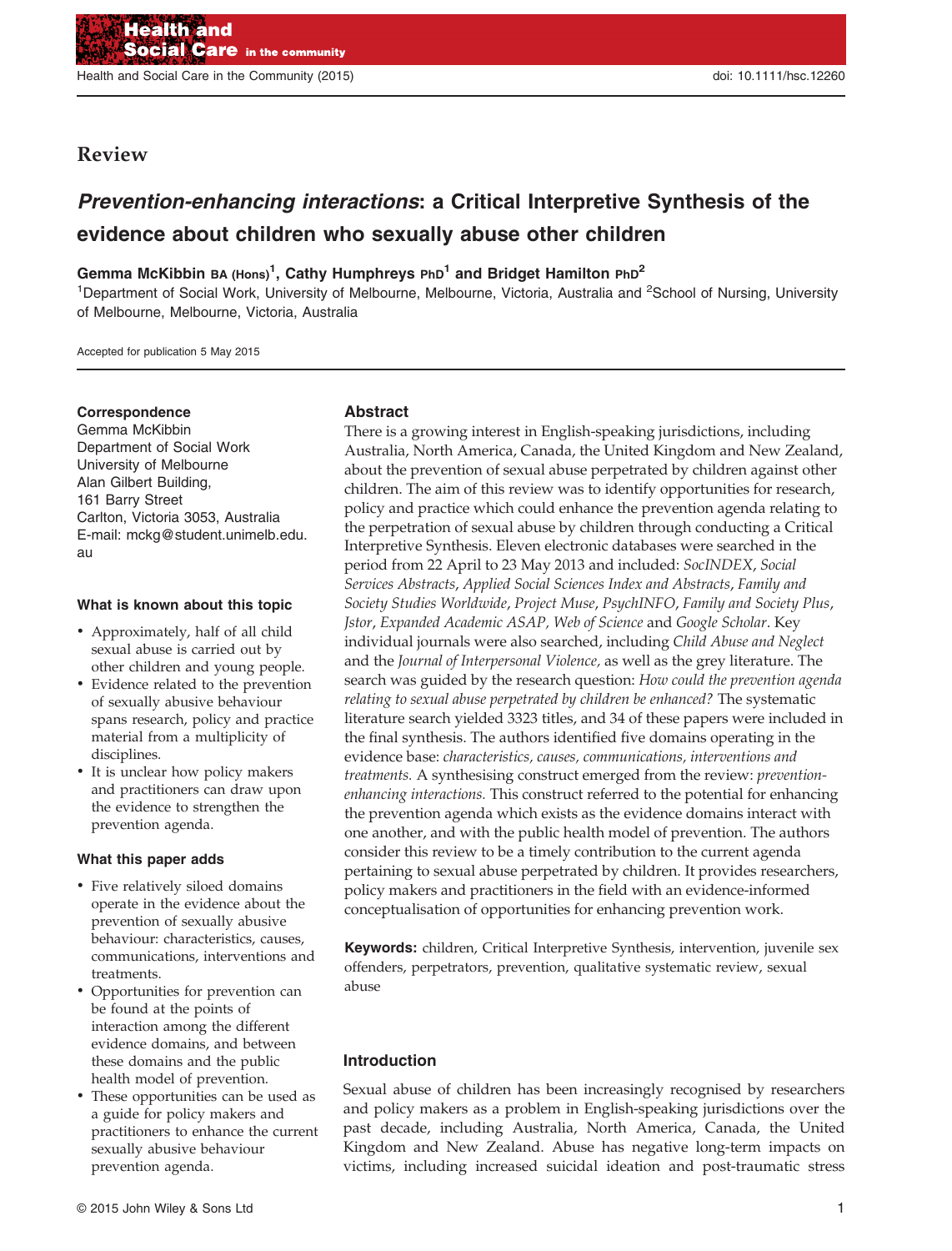# Review

## *Prevention-enhancing interactions*: a Critical Interpretive Synthesis of the evidence about children who sexually abuse other children

**Gemma McKibbin BA (Hons)[1], Cathy Humphreys PhD[1] and Bridget Hamilton PhD[2]**

[1]Department of Social Work, University of Melbourne, Melbourne, Victoria, Australia and [2]School of Nursing, University of Melbourne, Melbourne, Victoria, Australia

Accepted for publication 5 May 2015

**Correspondence**
Gemma McKibbin
Department of Social Work
University of Melbourne
Alan Gilbert Building,
161 Barry Street
Carlton, Victoria 3053, Australia
E-mail: mckg@student.unimelb.edu.au

**What is known about this topic**

- Approximately, half of all child sexual abuse is carried out by other children and young people.
- Evidence related to the prevention of sexually abusive behaviour spans research, policy and practice material from a multiplicity of disciplines.
- It is unclear how policy makers and practitioners can draw upon the evidence to strengthen the prevention agenda.

**What this paper adds**

- Five relatively siloed domains operate in the evidence about the prevention of sexually abusive behaviour: characteristics, causes, communications, interventions and treatments.
- Opportunities for prevention can be found at the points of interaction among the different evidence domains, and between these domains and the public health model of prevention.
- These opportunities can be used as a guide for policy makers and practitioners to enhance the current sexually abusive behaviour prevention agenda.

## Abstract

There is a growing interest in English-speaking jurisdictions, including Australia, North America, Canada, the United Kingdom and New Zealand, about the prevention of sexual abuse perpetrated by children against other children. The aim of this review was to identify opportunities for research, policy and practice which could enhance the prevention agenda relating to the perpetration of sexual abuse by children through conducting a Critical Interpretive Synthesis. Eleven electronic databases were searched in the period from 22 April to 23 May 2013 and included: *SocINDEX*, *Social Services Abstracts*, *Applied Social Sciences Index and Abstracts*, *Family and Society Studies Worldwide*, *Project Muse*, *PsychINFO*, *Family and Society Plus*, *Jstor*, *Expanded Academic ASAP*, *Web of Science* and *Google Scholar*. Key individual journals were also searched, including *Child Abuse and Neglect* and the *Journal of Interpersonal Violence*, as well as the grey literature. The search was guided by the research question: *How could the prevention agenda relating to sexual abuse perpetrated by children be enhanced?* The systematic literature search yielded 3323 titles, and 34 of these papers were included in the final synthesis. The authors identified five domains operating in the evidence base: *characteristics, causes, communications, interventions and treatments.* A synthesising construct emerged from the review: *prevention-enhancing interactions.* This construct referred to the potential for enhancing the prevention agenda which exists as the evidence domains interact with one another, and with the public health model of prevention. The authors consider this review to be a timely contribution to the current agenda pertaining to sexual abuse perpetrated by children. It provides researchers, policy makers and practitioners in the field with an evidence-informed conceptualisation of opportunities for enhancing prevention work.

**Keywords:** children, Critical Interpretive Synthesis, intervention, juvenile sex offenders, perpetrators, prevention, qualitative systematic review, sexual abuse

## Introduction

Sexual abuse of children has been increasingly recognised by researchers and policy makers as a problem in English-speaking jurisdictions over the past decade, including Australia, North America, Canada, the United Kingdom and New Zealand. Abuse has negative long-term impacts on victims, including increased suicidal ideation and post-traumatic stress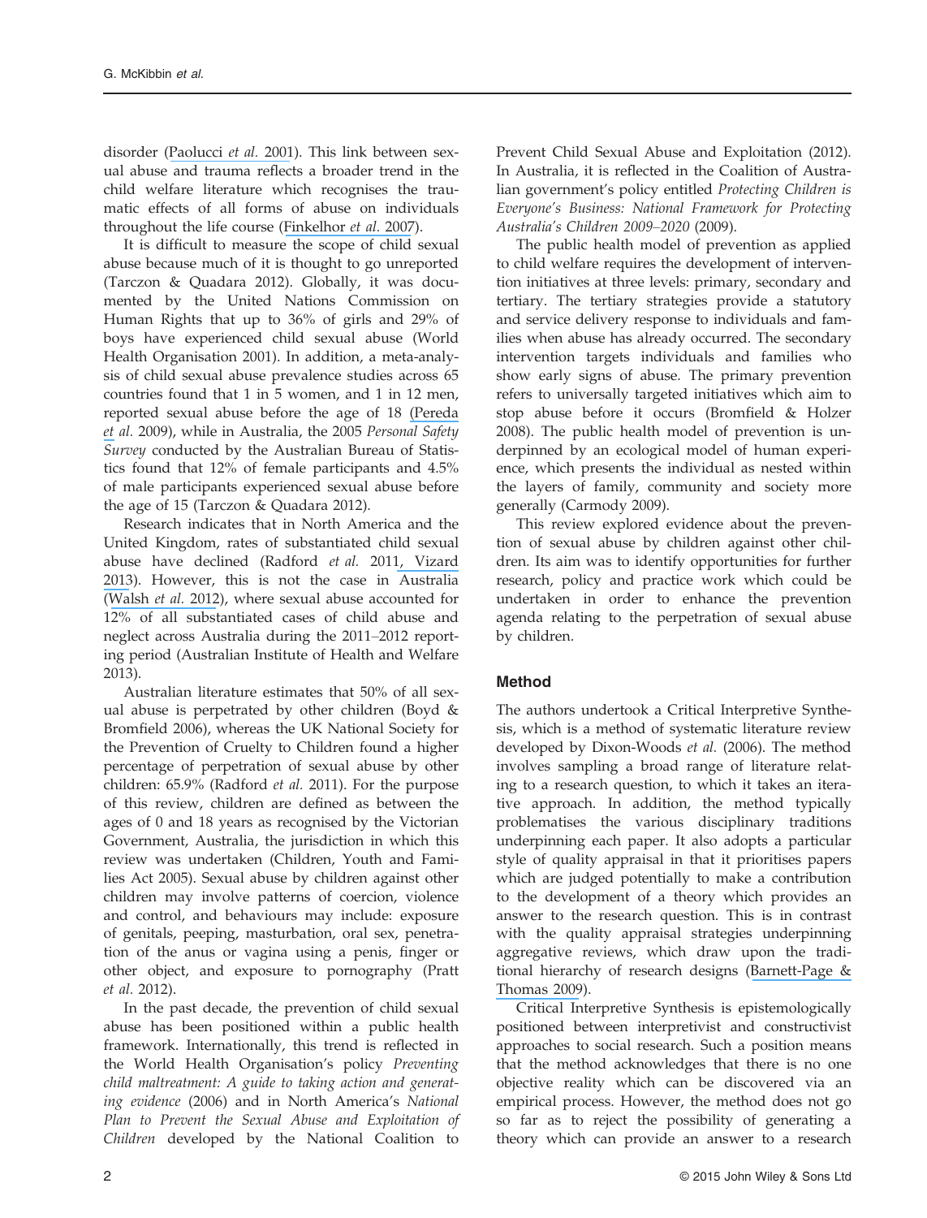disorder (Paolucci *et al.* 2001). This link between sexual abuse and trauma reflects a broader trend in the child welfare literature which recognises the traumatic effects of all forms of abuse on individuals throughout the life course (Finkelhor *et al.* 2007).

It is difficult to measure the scope of child sexual abuse because much of it is thought to go unreported (Tarczon & Quadara 2012). Globally, it was documented by the United Nations Commission on Human Rights that up to 36% of girls and 29% of boys have experienced child sexual abuse (World Health Organisation 2001). In addition, a meta-analysis of child sexual abuse prevalence studies across 65 countries found that 1 in 5 women, and 1 in 12 men, reported sexual abuse before the age of 18 (Pereda *et al.* 2009), while in Australia, the 2005 *Personal Safety Survey* conducted by the Australian Bureau of Statistics found that 12% of female participants and 4.5% of male participants experienced sexual abuse before the age of 15 (Tarczon & Quadara 2012).

Research indicates that in North America and the United Kingdom, rates of substantiated child sexual abuse have declined (Radford *et al.* 2011, Vizard 2013). However, this is not the case in Australia (Walsh *et al.* 2012), where sexual abuse accounted for 12% of all substantiated cases of child abuse and neglect across Australia during the 2011–2012 reporting period (Australian Institute of Health and Welfare 2013).

Australian literature estimates that 50% of all sexual abuse is perpetrated by other children (Boyd & Bromfield 2006), whereas the UK National Society for the Prevention of Cruelty to Children found a higher percentage of perpetration of sexual abuse by other children: 65.9% (Radford *et al.* 2011). For the purpose of this review, children are defined as between the ages of 0 and 18 years as recognised by the Victorian Government, Australia, the jurisdiction in which this review was undertaken (Children, Youth and Families Act 2005). Sexual abuse by children against other children may involve patterns of coercion, violence and control, and behaviours may include: exposure of genitals, peeping, masturbation, oral sex, penetration of the anus or vagina using a penis, finger or other object, and exposure to pornography (Pratt *et al.* 2012).

In the past decade, the prevention of child sexual abuse has been positioned within a public health framework. Internationally, this trend is reflected in the World Health Organisation's policy *Preventing child maltreatment: A guide to taking action and generating evidence* (2006) and in North America's *National Plan to Prevent the Sexual Abuse and Exploitation of Children* developed by the National Coalition to Prevent Child Sexual Abuse and Exploitation (2012). In Australia, it is reflected in the Coalition of Australian government's policy entitled *Protecting Children is Everyone's Business: National Framework for Protecting Australia's Children 2009–2020* (2009).

The public health model of prevention as applied to child welfare requires the development of intervention initiatives at three levels: primary, secondary and tertiary. The tertiary strategies provide a statutory and service delivery response to individuals and families when abuse has already occurred. The secondary intervention targets individuals and families who show early signs of abuse. The primary prevention refers to universally targeted initiatives which aim to stop abuse before it occurs (Bromfield & Holzer 2008). The public health model of prevention is underpinned by an ecological model of human experience, which presents the individual as nested within the layers of family, community and society more generally (Carmody 2009).

This review explored evidence about the prevention of sexual abuse by children against other children. Its aim was to identify opportunities for further research, policy and practice work which could be undertaken in order to enhance the prevention agenda relating to the perpetration of sexual abuse by children.

## Method

The authors undertook a Critical Interpretive Synthesis, which is a method of systematic literature review developed by Dixon-Woods *et al.* (2006). The method involves sampling a broad range of literature relating to a research question, to which it takes an iterative approach. In addition, the method typically problematises the various disciplinary traditions underpinning each paper. It also adopts a particular style of quality appraisal in that it prioritises papers which are judged potentially to make a contribution to the development of a theory which provides an answer to the research question. This is in contrast with the quality appraisal strategies underpinning aggregative reviews, which draw upon the traditional hierarchy of research designs (Barnett-Page & Thomas 2009).

Critical Interpretive Synthesis is epistemologically positioned between interpretivist and constructivist approaches to social research. Such a position means that the method acknowledges that there is no one objective reality which can be discovered via an empirical process. However, the method does not go so far as to reject the possibility of generating a theory which can provide an answer to a research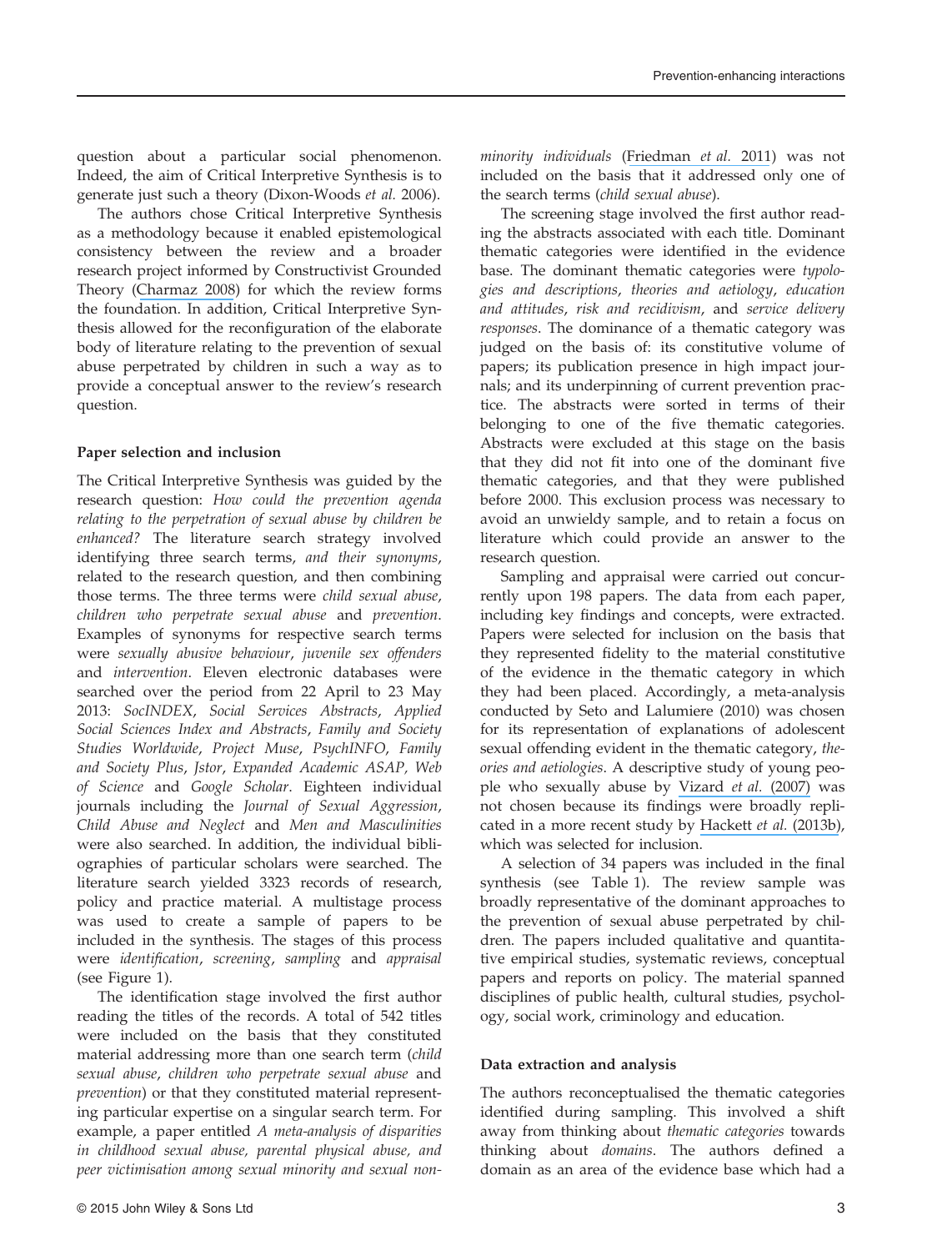question about a particular social phenomenon. Indeed, the aim of Critical Interpretive Synthesis is to generate just such a theory (Dixon-Woods *et al.* 2006).

The authors chose Critical Interpretive Synthesis as a methodology because it enabled epistemological consistency between the review and a broader research project informed by Constructivist Grounded Theory (Charmaz 2008) for which the review forms the foundation. In addition, Critical Interpretive Synthesis allowed for the reconfiguration of the elaborate body of literature relating to the prevention of sexual abuse perpetrated by children in such a way as to provide a conceptual answer to the review's research question.

### Paper selection and inclusion

The Critical Interpretive Synthesis was guided by the research question: *How could the prevention agenda relating to the perpetration of sexual abuse by children be enhanced?* The literature search strategy involved identifying three search terms, *and their synonyms*, related to the research question, and then combining those terms. The three terms were *child sexual abuse*, *children who perpetrate sexual abuse* and *prevention*. Examples of synonyms for respective search terms were *sexually abusive behaviour*, *juvenile sex offenders* and *intervention*. Eleven electronic databases were searched over the period from 22 April to 23 May 2013: *SocINDEX*, *Social Services Abstracts*, *Applied Social Sciences Index and Abstracts*, *Family and Society Studies Worldwide*, *Project Muse*, *PsychINFO*, *Family and Society Plus*, *Jstor*, *Expanded Academic ASAP, Web of Science* and *Google Scholar*. Eighteen individual journals including the *Journal of Sexual Aggression*, *Child Abuse and Neglect* and *Men and Masculinities* were also searched. In addition, the individual bibliographies of particular scholars were searched. The literature search yielded 3323 records of research, policy and practice material. A multistage process was used to create a sample of papers to be included in the synthesis. The stages of this process were *identification*, *screening*, *sampling* and *appraisal* (see Figure 1).

The identification stage involved the first author reading the titles of the records. A total of 542 titles were included on the basis that they constituted material addressing more than one search term (*child sexual abuse*, *children who perpetrate sexual abuse* and *prevention*) or that they constituted material representing particular expertise on a singular search term. For example, a paper entitled *A meta-analysis of disparities in childhood sexual abuse, parental physical abuse, and peer victimisation among sexual minority and sexual non-minority individuals* (Friedman *et al.* 2011) was not included on the basis that it addressed only one of the search terms (*child sexual abuse*).

The screening stage involved the first author reading the abstracts associated with each title. Dominant thematic categories were identified in the evidence base. The dominant thematic categories were *typologies and descriptions*, *theories and aetiology*, *education and attitudes*, *risk and recidivism*, and *service delivery responses*. The dominance of a thematic category was judged on the basis of: its constitutive volume of papers; its publication presence in high impact journals; and its underpinning of current prevention practice. The abstracts were sorted in terms of their belonging to one of the five thematic categories. Abstracts were excluded at this stage on the basis that they did not fit into one of the dominant five thematic categories, and that they were published before 2000. This exclusion process was necessary to avoid an unwieldy sample, and to retain a focus on literature which could provide an answer to the research question.

Sampling and appraisal were carried out concurrently upon 198 papers. The data from each paper, including key findings and concepts, were extracted. Papers were selected for inclusion on the basis that they represented fidelity to the material constitutive of the evidence in the thematic category in which they had been placed. Accordingly, a meta-analysis conducted by Seto and Lalumiere (2010) was chosen for its representation of explanations of adolescent sexual offending evident in the thematic category, *theories and aetiologies*. A descriptive study of young people who sexually abuse by Vizard *et al.* (2007) was not chosen because its findings were broadly replicated in a more recent study by Hackett *et al.* (2013b), which was selected for inclusion.

A selection of 34 papers was included in the final synthesis (see Table 1). The review sample was broadly representative of the dominant approaches to the prevention of sexual abuse perpetrated by children. The papers included qualitative and quantitative empirical studies, systematic reviews, conceptual papers and reports on policy. The material spanned disciplines of public health, cultural studies, psychology, social work, criminology and education.

### Data extraction and analysis

The authors reconceptualised the thematic categories identified during sampling. This involved a shift away from thinking about *thematic categories* towards thinking about *domains*. The authors defined a domain as an area of the evidence base which had a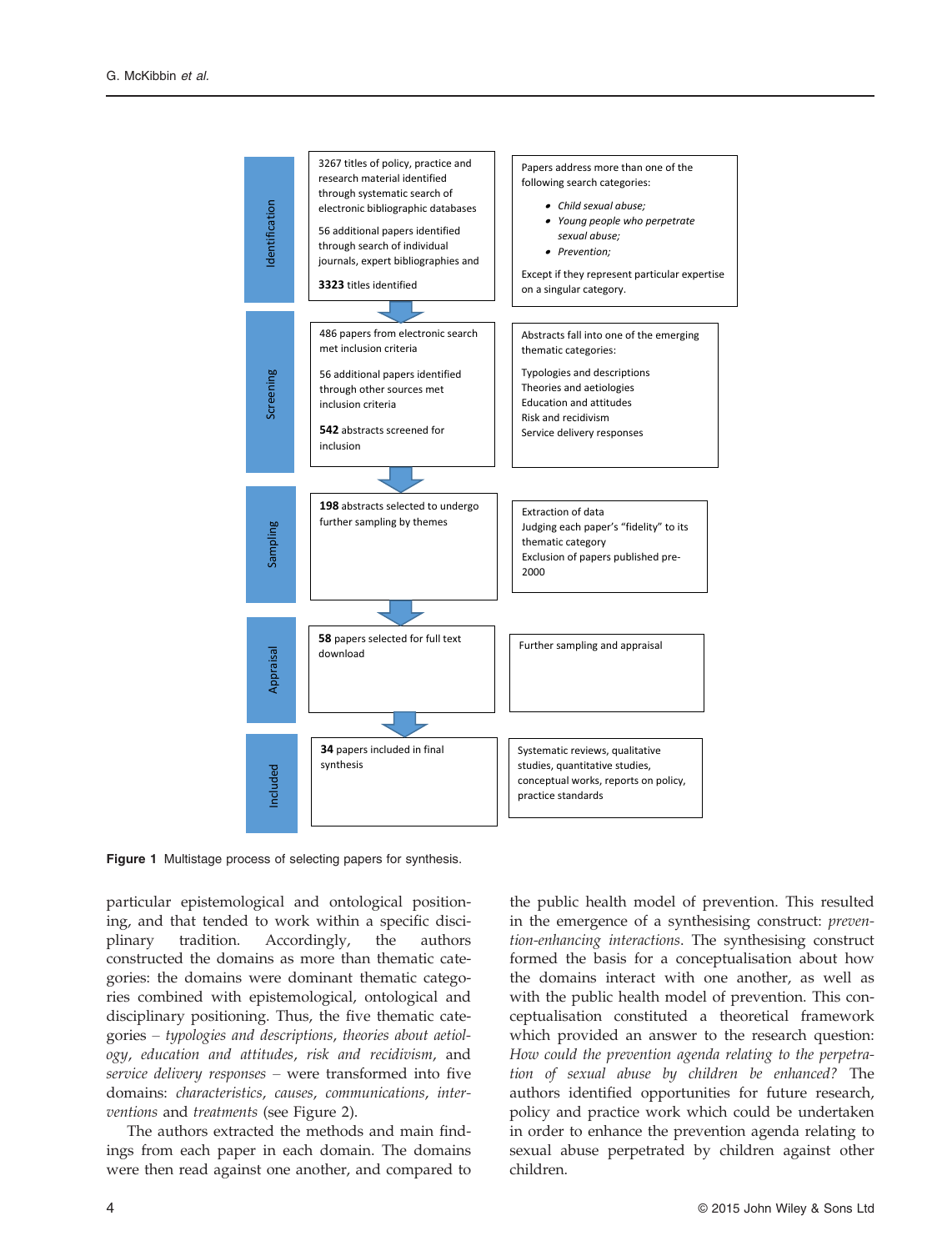| Stage | Selection | Criteria |
|---|---|---|
| Identification | 3267 titles of policy, practice and research material identified through systematic search of electronic bibliographic databases<br><br>56 additional papers identified through search of individual journals, expert bibliographies and<br><br>**3323** titles identified | Papers address more than one of the following search categories:<br>• *Child sexual abuse;*<br>• *Young people who perpetrate sexual abuse;*<br>• *Prevention;*<br><br>Except if they represent particular expertise on a singular category. |
| Screening | 486 papers from electronic search met inclusion criteria<br><br>56 additional papers identified through other sources met inclusion criteria<br><br>**542** abstracts screened for inclusion | Abstracts fall into one of the emerging thematic categories:<br>Typologies and descriptions<br>Theories and aetiologies<br>Education and attitudes<br>Risk and recidivism<br>Service delivery responses |
| Sampling | **198** abstracts selected to undergo further sampling by themes | Extraction of data<br>Judging each paper's "fidelity" to its thematic category<br>Exclusion of papers published pre-2000 |
| Appraisal | **58** papers selected for full text download | Further sampling and appraisal |
| Included | **34** papers included in final synthesis | Systematic reviews, qualitative studies, quantitative studies, conceptual works, reports on policy, practice standards |

**Figure 1** Multistage process of selecting papers for synthesis.

particular epistemological and ontological positioning, and that tended to work within a specific disciplinary tradition. Accordingly, the authors constructed the domains as more than thematic categories: the domains were dominant thematic categories combined with epistemological, ontological and disciplinary positioning. Thus, the five thematic categories – *typologies and descriptions*, *theories about aetiology*, *education and attitudes*, *risk and recidivism*, and *service delivery responses* – were transformed into five domains: *characteristics*, *causes*, *communications*, *interventions* and *treatments* (see Figure 2).

The authors extracted the methods and main findings from each paper in each domain. The domains were then read against one another, and compared to the public health model of prevention. This resulted in the emergence of a synthesising construct: *prevention-enhancing interactions*. The synthesising construct formed the basis for a conceptualisation about how the domains interact with one another, as well as with the public health model of prevention. This conceptualisation constituted a theoretical framework which provided an answer to the research question: *How could the prevention agenda relating to the perpetration of sexual abuse by children be enhanced?* The authors identified opportunities for future research, policy and practice work which could be undertaken in order to enhance the prevention agenda relating to sexual abuse perpetrated by children against other children.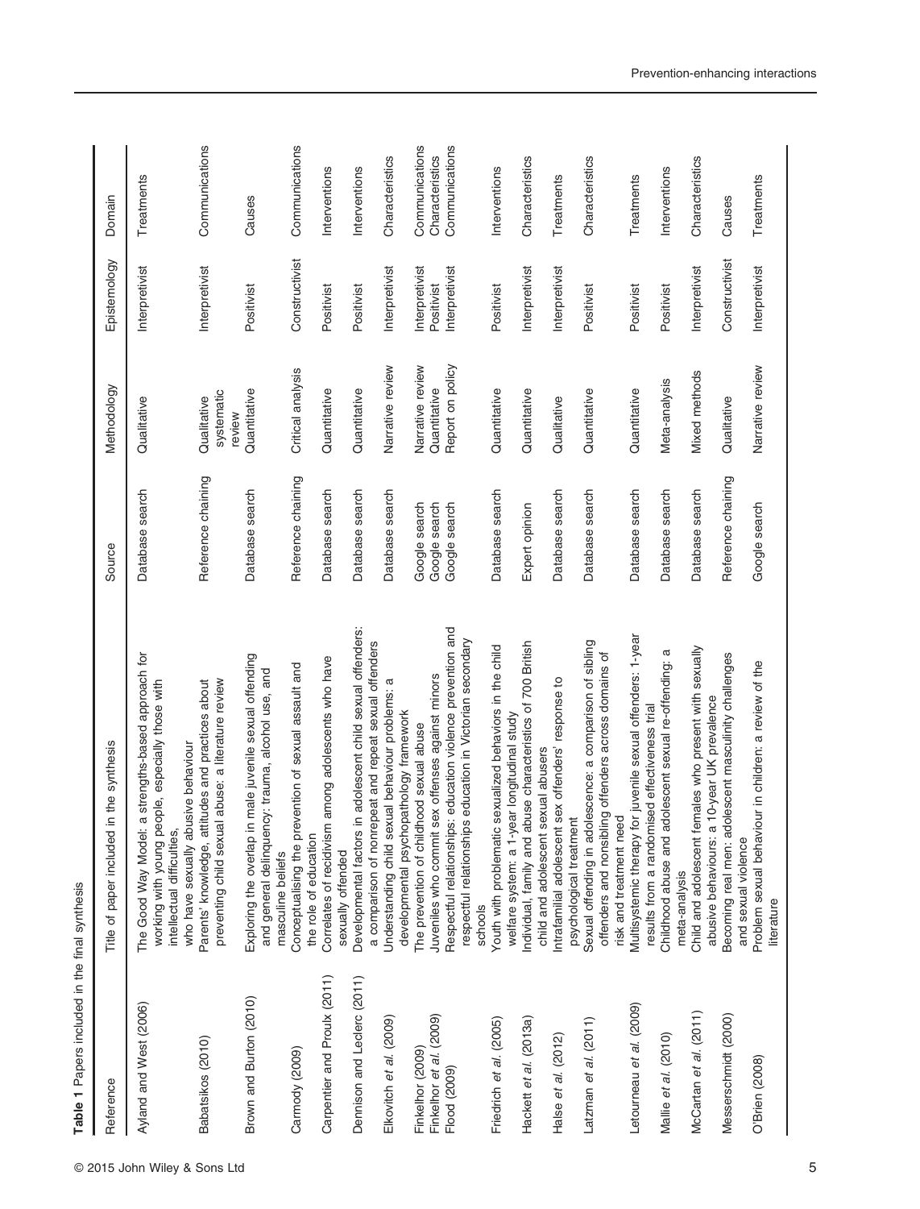**Table 1** Papers included in the final synthesis

| Reference | Title of paper included in the synthesis | Source | Methodology | Epistemology | Domain |
|---|---|---|---|---|---|
| Ayland and West (2006) | The Good Way Model: a strengths-based approach for working with young people, especially those with intellectual difficulties, who have sexually abusive behaviour | Database search | Qualitative | Interpretivist | Treatments |
| Babatsikos (2010) | Parents' knowledge, attitudes and practices about preventing child sexual abuse: a literature review | Reference chaining | Qualitative systematic review | Interpretivist | Communications |
| Brown and Burton (2010) | Exploring the overlap in male juvenile sexual offending and general delinquency: trauma, alcohol use, and masculine beliefs | Database search | Quantitative | Positivist | Causes |
| Carmody (2009) | Conceptualising the prevention of sexual assault and the role of education | Reference chaining | Critical analysis | Constructivist | Communications |
| Carpentier and Proulx (2011) | Correlates of recidivism among adolescents who have sexually offended | Database search | Quantitative | Positivist | Interventions |
| Dennison and Leclerc (2011) | Developmental factors in adolescent child sexual offenders: a comparison of nonrepeat and repeat sexual offenders | Database search | Quantitative | Positivist | Interventions |
| Elkovitch *et al.* (2009) | Understanding child sexual behaviour problems: a developmental psychopathology framework | Database search | Narrative review | Interpretivist | Characteristics |
| Finkelhor (2009) | The prevention of childhood sexual abuse | Google search | Narrative review | Interpretivist | Communications |
| Finkelhor *et al.* (2009) | Juveniles who commit sex offenses against minors | Google search | Quantitative | Positivist | Characteristics |
| Flood (2009) | Respectful relationships: education violence prevention and respectful relationships education in Victorian secondary schools | Google search | Report on policy | Interpretivist | Communications |
| Friedrich *et al.* (2005) | Youth with problematic sexualized behaviors in the child welfare system: a 1-year longitudinal study | Database search | Quantitative | Positivist | Interventions |
| Hackett *et al.* (2013a) | Individual, family and abuse characteristics of 700 British child and adolescent sexual abusers | Expert opinion | Quantitative | Interpretivist | Characteristics |
| Halse *et al.* (2012) | Intrafamilial adolescent sex offenders' response to psychological treatment | Database search | Qualitative | Interpretivist | Treatments |
| Latzman *et al.* (2011) | Sexual offending in adolescence: a comparison of sibling offenders and nonsibling offenders across domains of risk and treatment need | Database search | Quantitative | Positivist | Characteristics |
| Letourneau *et al.* (2009) | Multisystemic therapy for juvenile sexual offenders: 1-year results from a randomised effectiveness trial | Database search | Quantitative | Positivist | Treatments |
| Mallie *et al.* (2010) | Childhood abuse and adolescent sexual re-offending: a meta-analysis | Database search | Meta-analysis | Positivist | Interventions |
| McCartan *et al.* (2011) | Child and adolescent females who present with sexually abusive behaviours: a 10-year UK prevalence | Database search | Mixed methods | Interpretivist | Characteristics |
| Messerschmidt (2000) | Becoming real men: adolescent masculinity challenges and sexual violence | Reference chaining | Qualitative | Constructivist | Causes |
| O'Brien (2008) | Problem sexual behaviour in children: a review of the literature | Google search | Narrative review | Interpretivist | Treatments |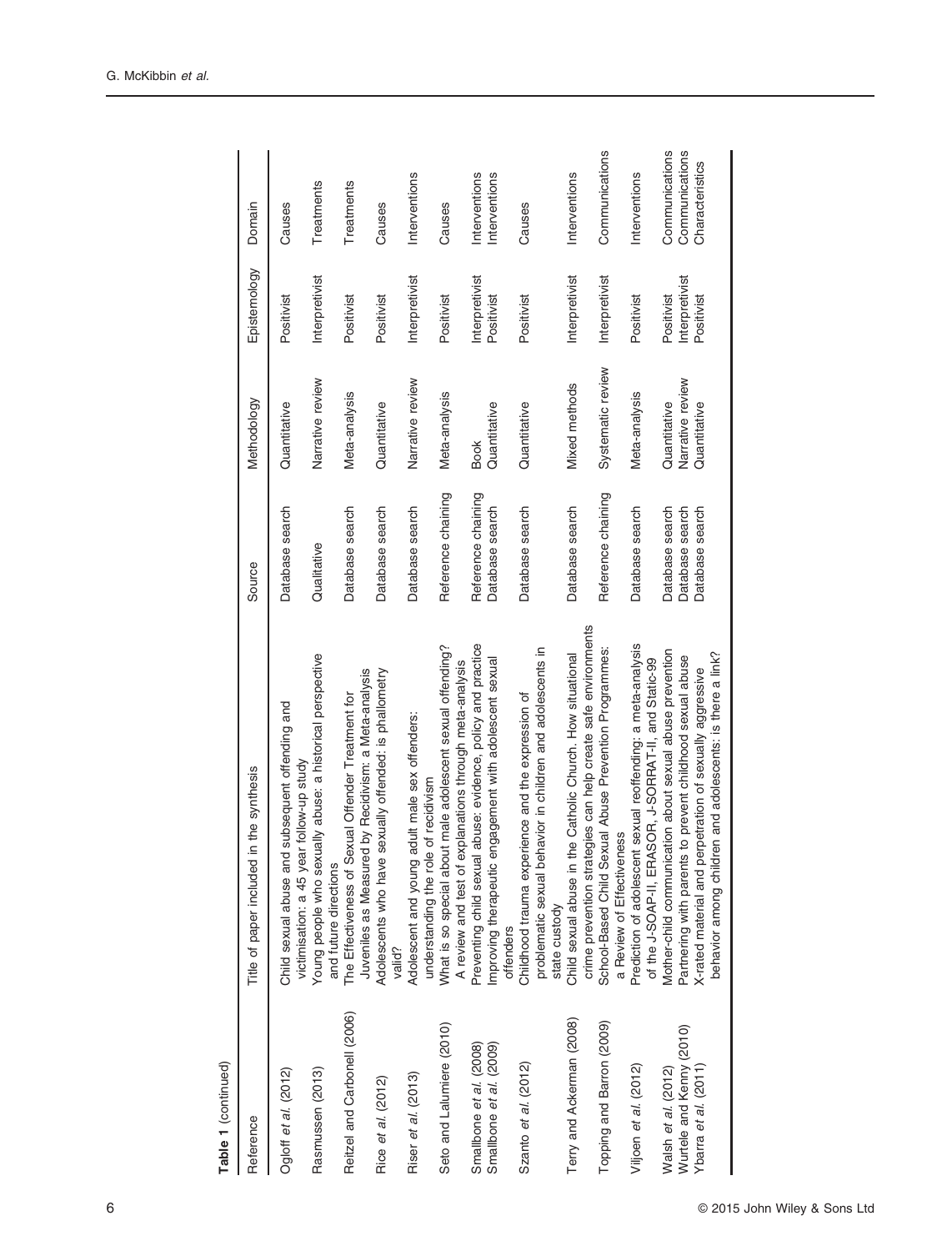**Table 1** (continued)

| Reference | Title of paper included in the synthesis | Source | Methodology | Epistemology | Domain |
|---|---|---|---|---|---|
| Ogloff *et al.* (2012) | Child sexual abuse and subsequent offending and victimisation: a 45 year follow-up study | Database search | Quantitative | Positivist | Causes |
| Rasmussen (2013) | Young people who sexually abuse: a historical perspective and future directions | Qualitative | Narrative review | Interpretivist | Treatments |
| Reitzel and Carbonell (2006) | The Effectiveness of Sexual Offender Treatment for Juveniles as Measured by Recidivism: a Meta-analysis | Database search | Meta-analysis | Positivist | Treatments |
| Rice *et al.* (2012) | Adolescents who have sexually offended: is phallometry valid? | Database search | Quantitative | Positivist | Causes |
| Riser *et al.* (2013) | Adolescent and young adult male sex offenders: understanding the role of recidivism | Database search | Narrative review | Interpretivist | Interventions |
| Seto and Lalumiere (2010) | What is so special about male adolescent sexual offending? A review and test of explanations through meta-analysis | Reference chaining | Meta-analysis | Positivist | Causes |
| Smallbone *et al.* (2008) | Preventing child sexual abuse: evidence, policy and practice | Reference chaining | Book | Interpretivist | Interventions |
| Smallbone *et al.* (2009) | Improving therapeutic engagement with adolescent sexual offenders | Database search | Quantitative | Positivist | Interventions |
| Szanto *et al.* (2012) | Childhood trauma experience and the expression of problematic sexual behavior in children and adolescents in state custody | Database search | Quantitative | Positivist | Causes |
| Terry and Ackerman (2008) | Child sexual abuse in the Catholic Church. How situational crime prevention strategies can help create safe environments | Database search | Mixed methods | Interpretivist | Interventions |
| Topping and Barron (2009) | School-Based Child Sexual Abuse Prevention Programmes: a Review of Effectiveness | Reference chaining | Systematic review | Interpretivist | Communications |
| Viljoen *et al.* (2012) | Prediction of adolescent sexual reoffending: a meta-analysis of the J-SOAP-II, ERASOR, J-SORRAT-II, and Static-99 | Database search | Meta-analysis | Positivist | Interventions |
| Walsh *et al.* (2012) | Mother-child communication about sexual abuse prevention | Database search | Quantitative | Positivist | Communications |
| Wurtele and Kenny (2010) | Partnering with parents to prevent childhood sexual abuse | Database search | Narrative review | Interpretivist | Communications |
| Ybarra *et al.* (2011) | X-rated material and perpetration of sexually aggressive behavior among children and adolescents: is there a link? | Database search | Quantitative | Positivist | Characteristics |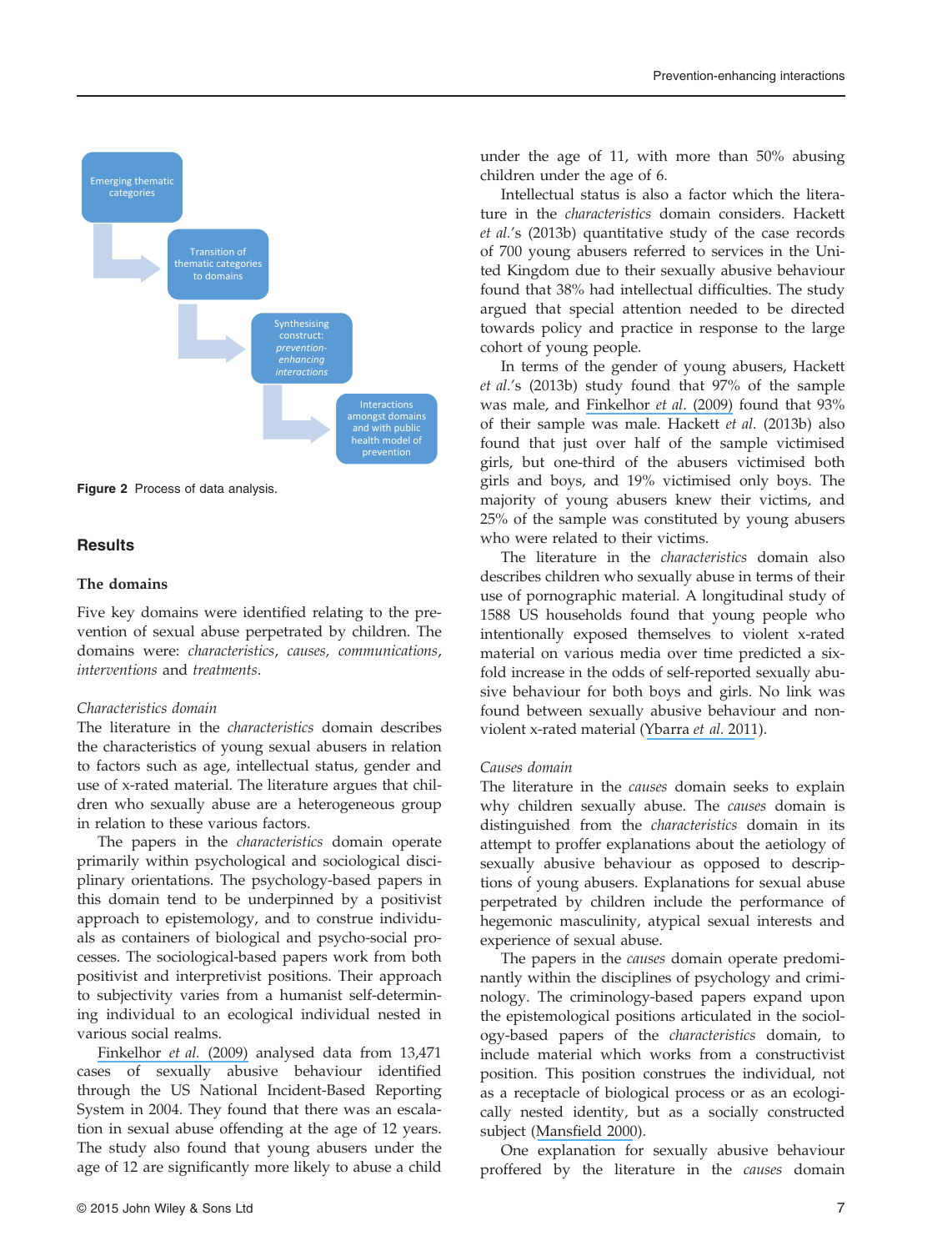Emerging thematic categories

Transition of thematic categories to domains

Synthesising construct: *prevention-enhancing interactions*

Interactions amongst domains and with public health model of prevention

**Figure 2** Process of data analysis.

## Results

### The domains

Five key domains were identified relating to the prevention of sexual abuse perpetrated by children. The domains were: *characteristics*, *causes*, *communications*, *interventions* and *treatments*.

#### *Characteristics domain*

The literature in the *characteristics* domain describes the characteristics of young sexual abusers in relation to factors such as age, intellectual status, gender and use of x-rated material. The literature argues that children who sexually abuse are a heterogeneous group in relation to these various factors.

The papers in the *characteristics* domain operate primarily within psychological and sociological disciplinary orientations. The psychology-based papers in this domain tend to be underpinned by a positivist approach to epistemology, and to construe individuals as containers of biological and psycho-social processes. The sociological-based papers work from both positivist and interpretivist positions. Their approach to subjectivity varies from a humanist self-determining individual to an ecological individual nested in various social realms.

Finkelhor *et al.* (2009) analysed data from 13,471 cases of sexually abusive behaviour identified through the US National Incident-Based Reporting System in 2004. They found that there was an escalation in sexual abuse offending at the age of 12 years. The study also found that young abusers under the age of 12 are significantly more likely to abuse a child under the age of 11, with more than 50% abusing children under the age of 6.

Intellectual status is also a factor which the literature in the *characteristics* domain considers. Hackett *et al.*'s (2013b) quantitative study of the case records of 700 young abusers referred to services in the United Kingdom due to their sexually abusive behaviour found that 38% had intellectual difficulties. The study argued that special attention needed to be directed towards policy and practice in response to the large cohort of young people.

In terms of the gender of young abusers, Hackett *et al.*'s (2013b) study found that 97% of the sample was male, and Finkelhor *et al.* (2009) found that 93% of their sample was male. Hackett *et al.* (2013b) also found that just over half of the sample victimised girls, but one-third of the abusers victimised both girls and boys, and 19% victimised only boys. The majority of young abusers knew their victims, and 25% of the sample was constituted by young abusers who were related to their victims.

The literature in the *characteristics* domain also describes children who sexually abuse in terms of their use of pornographic material. A longitudinal study of 1588 US households found that young people who intentionally exposed themselves to violent x-rated material on various media over time predicted a six-fold increase in the odds of self-reported sexually abusive behaviour for both boys and girls. No link was found between sexually abusive behaviour and non-violent x-rated material (Ybarra *et al.* 2011).

#### *Causes domain*

The literature in the *causes* domain seeks to explain why children sexually abuse. The *causes* domain is distinguished from the *characteristics* domain in its attempt to proffer explanations about the aetiology of sexually abusive behaviour as opposed to descriptions of young abusers. Explanations for sexual abuse perpetrated by children include the performance of hegemonic masculinity, atypical sexual interests and experience of sexual abuse.

The papers in the *causes* domain operate predominantly within the disciplines of psychology and criminology. The criminology-based papers expand upon the epistemological positions articulated in the sociology-based papers of the *characteristics* domain, to include material which works from a constructivist position. This position construes the individual, not as a receptacle of biological process or as an ecologically nested identity, but as a socially constructed subject (Mansfield 2000).

One explanation for sexually abusive behaviour proffered by the literature in the *causes* domain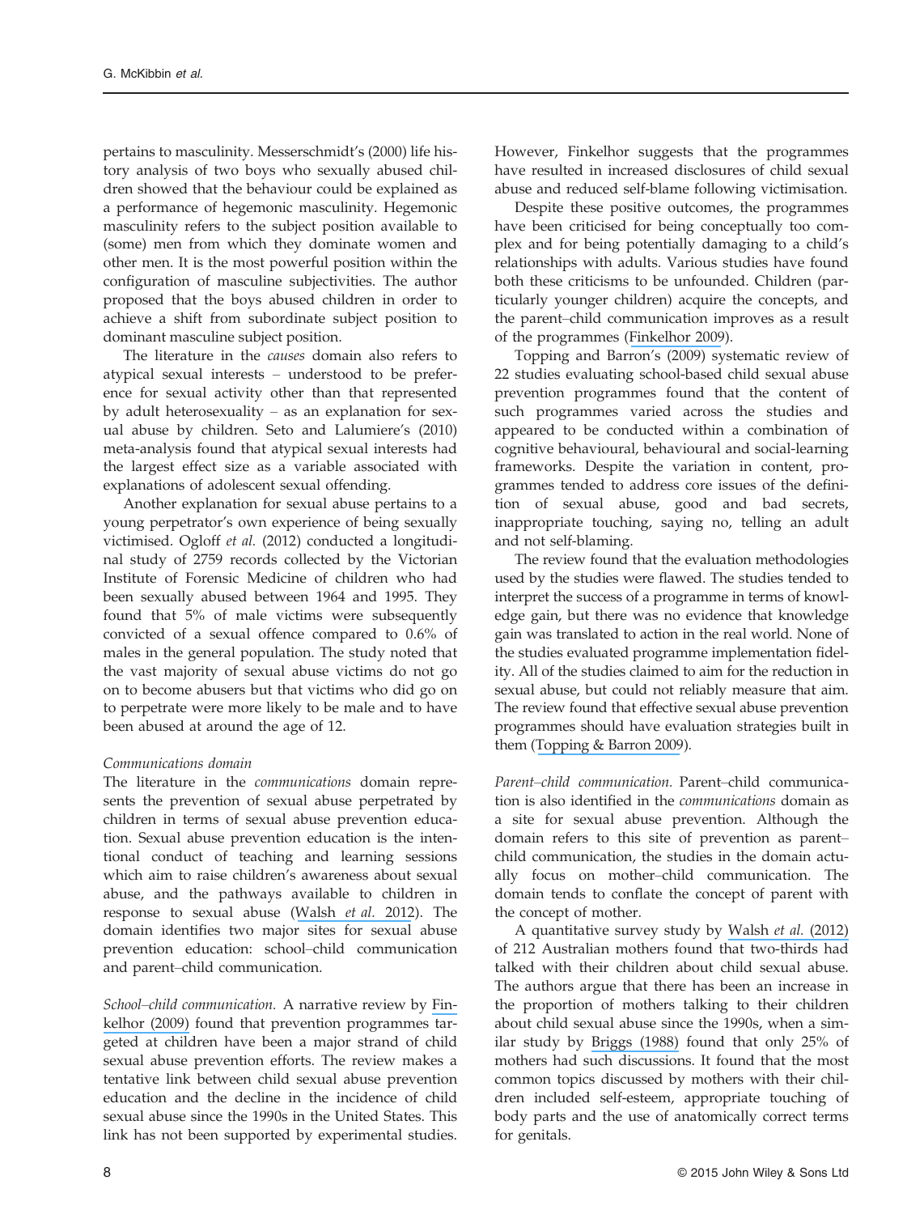pertains to masculinity. Messerschmidt's (2000) life history analysis of two boys who sexually abused children showed that the behaviour could be explained as a performance of hegemonic masculinity. Hegemonic masculinity refers to the subject position available to (some) men from which they dominate women and other men. It is the most powerful position within the configuration of masculine subjectivities. The author proposed that the boys abused children in order to achieve a shift from subordinate subject position to dominant masculine subject position.

The literature in the *causes* domain also refers to atypical sexual interests – understood to be preference for sexual activity other than that represented by adult heterosexuality – as an explanation for sexual abuse by children. Seto and Lalumiere's (2010) meta-analysis found that atypical sexual interests had the largest effect size as a variable associated with explanations of adolescent sexual offending.

Another explanation for sexual abuse pertains to a young perpetrator's own experience of being sexually victimised. Ogloff *et al.* (2012) conducted a longitudinal study of 2759 records collected by the Victorian Institute of Forensic Medicine of children who had been sexually abused between 1964 and 1995. They found that 5% of male victims were subsequently convicted of a sexual offence compared to 0.6% of males in the general population. The study noted that the vast majority of sexual abuse victims do not go on to become abusers but that victims who did go on to perpetrate were more likely to be male and to have been abused at around the age of 12.

*Communications domain*

The literature in the *communications* domain represents the prevention of sexual abuse perpetrated by children in terms of sexual abuse prevention education. Sexual abuse prevention education is the intentional conduct of teaching and learning sessions which aim to raise children's awareness about sexual abuse, and the pathways available to children in response to sexual abuse (Walsh *et al.* 2012). The domain identifies two major sites for sexual abuse prevention education: school–child communication and parent–child communication.

*School–child communication.* A narrative review by Finkelhor (2009) found that prevention programmes targeted at children have been a major strand of child sexual abuse prevention efforts. The review makes a tentative link between child sexual abuse prevention education and the decline in the incidence of child sexual abuse since the 1990s in the United States. This link has not been supported by experimental studies. However, Finkelhor suggests that the programmes have resulted in increased disclosures of child sexual abuse and reduced self-blame following victimisation.

Despite these positive outcomes, the programmes have been criticised for being conceptually too complex and for being potentially damaging to a child's relationships with adults. Various studies have found both these criticisms to be unfounded. Children (particularly younger children) acquire the concepts, and the parent–child communication improves as a result of the programmes (Finkelhor 2009).

Topping and Barron's (2009) systematic review of 22 studies evaluating school-based child sexual abuse prevention programmes found that the content of such programmes varied across the studies and appeared to be conducted within a combination of cognitive behavioural, behavioural and social-learning frameworks. Despite the variation in content, programmes tended to address core issues of the definition of sexual abuse, good and bad secrets, inappropriate touching, saying no, telling an adult and not self-blaming.

The review found that the evaluation methodologies used by the studies were flawed. The studies tended to interpret the success of a programme in terms of knowledge gain, but there was no evidence that knowledge gain was translated to action in the real world. None of the studies evaluated programme implementation fidelity. All of the studies claimed to aim for the reduction in sexual abuse, but could not reliably measure that aim. The review found that effective sexual abuse prevention programmes should have evaluation strategies built in them (Topping & Barron 2009).

*Parent–child communication.* Parent–child communication is also identified in the *communications* domain as a site for sexual abuse prevention. Although the domain refers to this site of prevention as parent–child communication, the studies in the domain actually focus on mother–child communication. The domain tends to conflate the concept of parent with the concept of mother.

A quantitative survey study by Walsh *et al.* (2012) of 212 Australian mothers found that two-thirds had talked with their children about child sexual abuse. The authors argue that there has been an increase in the proportion of mothers talking to their children about child sexual abuse since the 1990s, when a similar study by Briggs (1988) found that only 25% of mothers had such discussions. It found that the most common topics discussed by mothers with their children included self-esteem, appropriate touching of body parts and the use of anatomically correct terms for genitals.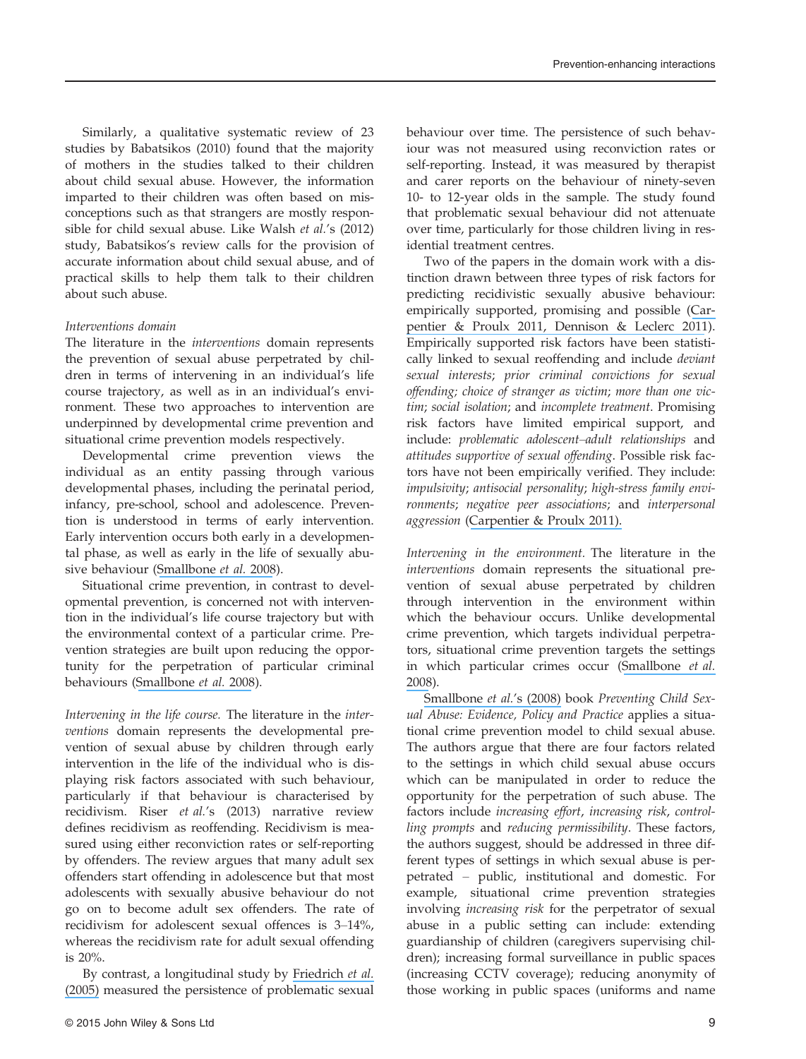Similarly, a qualitative systematic review of 23 studies by Babatsikos (2010) found that the majority of mothers in the studies talked to their children about child sexual abuse. However, the information imparted to their children was often based on misconceptions such as that strangers are mostly responsible for child sexual abuse. Like Walsh *et al.*'s (2012) study, Babatsikos's review calls for the provision of accurate information about child sexual abuse, and of practical skills to help them talk to their children about such abuse.

*Interventions domain*

The literature in the *interventions* domain represents the prevention of sexual abuse perpetrated by children in terms of intervening in an individual's life course trajectory, as well as in an individual's environment. These two approaches to intervention are underpinned by developmental crime prevention and situational crime prevention models respectively.

Developmental crime prevention views the individual as an entity passing through various developmental phases, including the perinatal period, infancy, pre-school, school and adolescence. Prevention is understood in terms of early intervention. Early intervention occurs both early in a developmental phase, as well as early in the life of sexually abusive behaviour (Smallbone *et al.* 2008).

Situational crime prevention, in contrast to developmental prevention, is concerned not with intervention in the individual's life course trajectory but with the environmental context of a particular crime. Prevention strategies are built upon reducing the opportunity for the perpetration of particular criminal behaviours (Smallbone *et al.* 2008).

*Intervening in the life course.* The literature in the *interventions* domain represents the developmental prevention of sexual abuse by children through early intervention in the life of the individual who is displaying risk factors associated with such behaviour, particularly if that behaviour is characterised by recidivism. Riser *et al.*'s (2013) narrative review defines recidivism as reoffending. Recidivism is measured using either reconviction rates or self-reporting by offenders. The review argues that many adult sex offenders start offending in adolescence but that most adolescents with sexually abusive behaviour do not go on to become adult sex offenders. The rate of recidivism for adolescent sexual offences is 3–14%, whereas the recidivism rate for adult sexual offending is 20%.

By contrast, a longitudinal study by Friedrich *et al.* (2005) measured the persistence of problematic sexual behaviour over time. The persistence of such behaviour was not measured using reconviction rates or self-reporting. Instead, it was measured by therapist and carer reports on the behaviour of ninety-seven 10- to 12-year olds in the sample. The study found that problematic sexual behaviour did not attenuate over time, particularly for those children living in residential treatment centres.

Two of the papers in the domain work with a distinction drawn between three types of risk factors for predicting recidivistic sexually abusive behaviour: empirically supported, promising and possible (Carpentier & Proulx 2011, Dennison & Leclerc 2011). Empirically supported risk factors have been statistically linked to sexual reoffending and include *deviant sexual interests*; *prior criminal convictions for sexual offending; choice of stranger as victim*; *more than one victim*; *social isolation*; and *incomplete treatment*. Promising risk factors have limited empirical support, and include: *problematic adolescent–adult relationships* and *attitudes supportive of sexual offending*. Possible risk factors have not been empirically verified. They include: *impulsivity*; *antisocial personality*; *high-stress family environments*; *negative peer associations*; and *interpersonal aggression* (Carpentier & Proulx 2011).

*Intervening in the environment.* The literature in the *interventions* domain represents the situational prevention of sexual abuse perpetrated by children through intervention in the environment within which the behaviour occurs. Unlike developmental crime prevention, which targets individual perpetrators, situational crime prevention targets the settings in which particular crimes occur (Smallbone *et al.* 2008).

Smallbone *et al.*'s (2008) book *Preventing Child Sexual Abuse: Evidence, Policy and Practice* applies a situational crime prevention model to child sexual abuse. The authors argue that there are four factors related to the settings in which child sexual abuse occurs which can be manipulated in order to reduce the opportunity for the perpetration of such abuse. The factors include *increasing effort*, *increasing risk*, *controlling prompts* and *reducing permissibility*. These factors, the authors suggest, should be addressed in three different types of settings in which sexual abuse is perpetrated – public, institutional and domestic. For example, situational crime prevention strategies involving *increasing risk* for the perpetrator of sexual abuse in a public setting can include: extending guardianship of children (caregivers supervising children); increasing formal surveillance in public spaces (increasing CCTV coverage); reducing anonymity of those working in public spaces (uniforms and name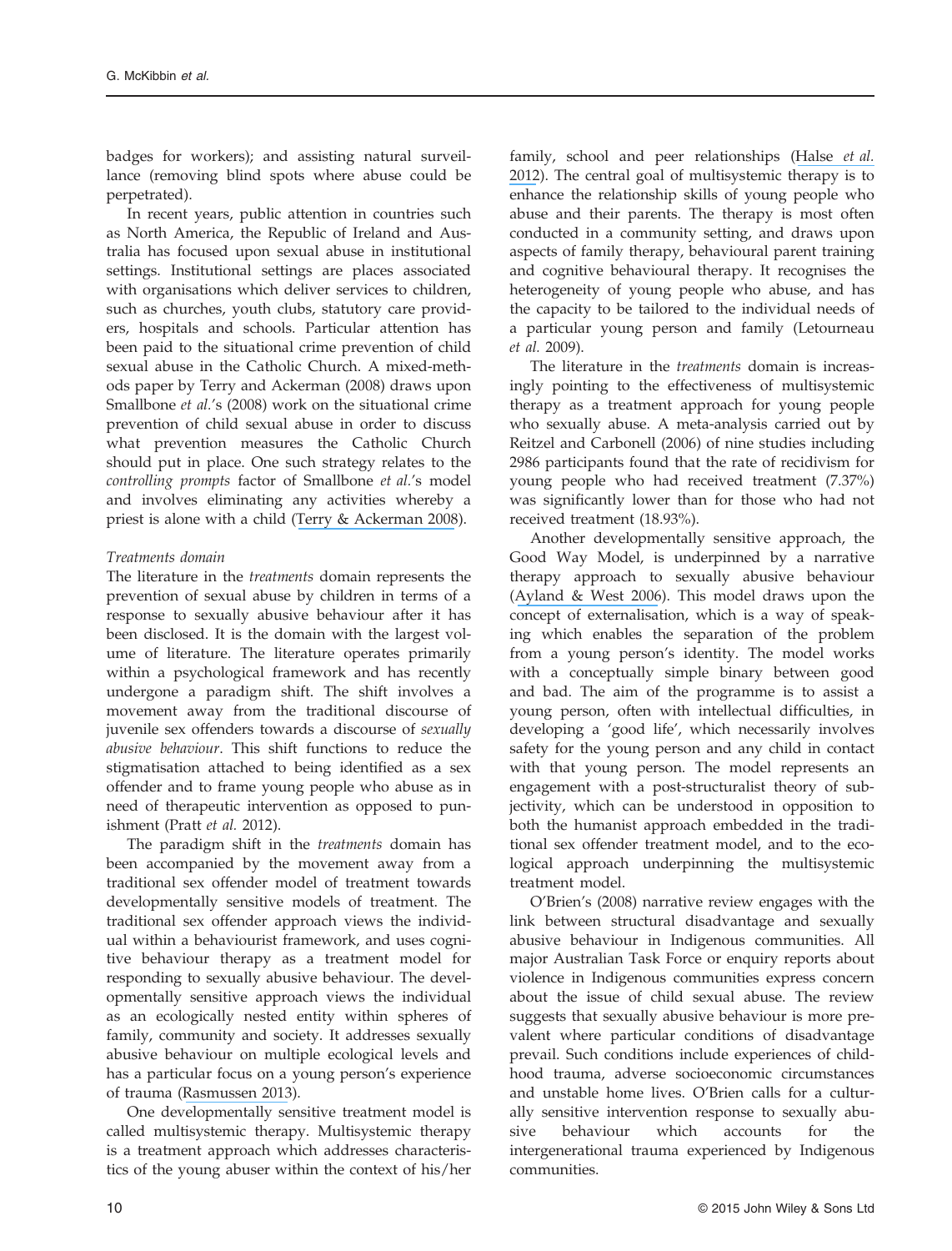badges for workers); and assisting natural surveillance (removing blind spots where abuse could be perpetrated).

In recent years, public attention in countries such as North America, the Republic of Ireland and Australia has focused upon sexual abuse in institutional settings. Institutional settings are places associated with organisations which deliver services to children, such as churches, youth clubs, statutory care providers, hospitals and schools. Particular attention has been paid to the situational crime prevention of child sexual abuse in the Catholic Church. A mixed-methods paper by Terry and Ackerman (2008) draws upon Smallbone *et al.*'s (2008) work on the situational crime prevention of child sexual abuse in order to discuss what prevention measures the Catholic Church should put in place. One such strategy relates to the *controlling prompts* factor of Smallbone *et al.*'s model and involves eliminating any activities whereby a priest is alone with a child (Terry & Ackerman 2008).

*Treatments domain*

The literature in the *treatments* domain represents the prevention of sexual abuse by children in terms of a response to sexually abusive behaviour after it has been disclosed. It is the domain with the largest volume of literature. The literature operates primarily within a psychological framework and has recently undergone a paradigm shift. The shift involves a movement away from the traditional discourse of juvenile sex offenders towards a discourse of *sexually abusive behaviour*. This shift functions to reduce the stigmatisation attached to being identified as a sex offender and to frame young people who abuse as in need of therapeutic intervention as opposed to punishment (Pratt *et al.* 2012).

The paradigm shift in the *treatments* domain has been accompanied by the movement away from a traditional sex offender model of treatment towards developmentally sensitive models of treatment. The traditional sex offender approach views the individual within a behaviourist framework, and uses cognitive behaviour therapy as a treatment model for responding to sexually abusive behaviour. The developmentally sensitive approach views the individual as an ecologically nested entity within spheres of family, community and society. It addresses sexually abusive behaviour on multiple ecological levels and has a particular focus on a young person's experience of trauma (Rasmussen 2013).

One developmentally sensitive treatment model is called multisystemic therapy. Multisystemic therapy is a treatment approach which addresses characteristics of the young abuser within the context of his/her family, school and peer relationships (Halse *et al.* 2012). The central goal of multisystemic therapy is to enhance the relationship skills of young people who abuse and their parents. The therapy is most often conducted in a community setting, and draws upon aspects of family therapy, behavioural parent training and cognitive behavioural therapy. It recognises the heterogeneity of young people who abuse, and has the capacity to be tailored to the individual needs of a particular young person and family (Letourneau *et al.* 2009).

The literature in the *treatments* domain is increasingly pointing to the effectiveness of multisystemic therapy as a treatment approach for young people who sexually abuse. A meta-analysis carried out by Reitzel and Carbonell (2006) of nine studies including 2986 participants found that the rate of recidivism for young people who had received treatment (7.37%) was significantly lower than for those who had not received treatment (18.93%).

Another developmentally sensitive approach, the Good Way Model, is underpinned by a narrative therapy approach to sexually abusive behaviour (Ayland & West 2006). This model draws upon the concept of externalisation, which is a way of speaking which enables the separation of the problem from a young person's identity. The model works with a conceptually simple binary between good and bad. The aim of the programme is to assist a young person, often with intellectual difficulties, in developing a 'good life', which necessarily involves safety for the young person and any child in contact with that young person. The model represents an engagement with a post-structuralist theory of subjectivity, which can be understood in opposition to both the humanist approach embedded in the traditional sex offender treatment model, and to the ecological approach underpinning the multisystemic treatment model.

O'Brien's (2008) narrative review engages with the link between structural disadvantage and sexually abusive behaviour in Indigenous communities. All major Australian Task Force or enquiry reports about violence in Indigenous communities express concern about the issue of child sexual abuse. The review suggests that sexually abusive behaviour is more prevalent where particular conditions of disadvantage prevail. Such conditions include experiences of childhood trauma, adverse socioeconomic circumstances and unstable home lives. O'Brien calls for a culturally sensitive intervention response to sexually abusive behaviour which accounts for the intergenerational trauma experienced by Indigenous communities.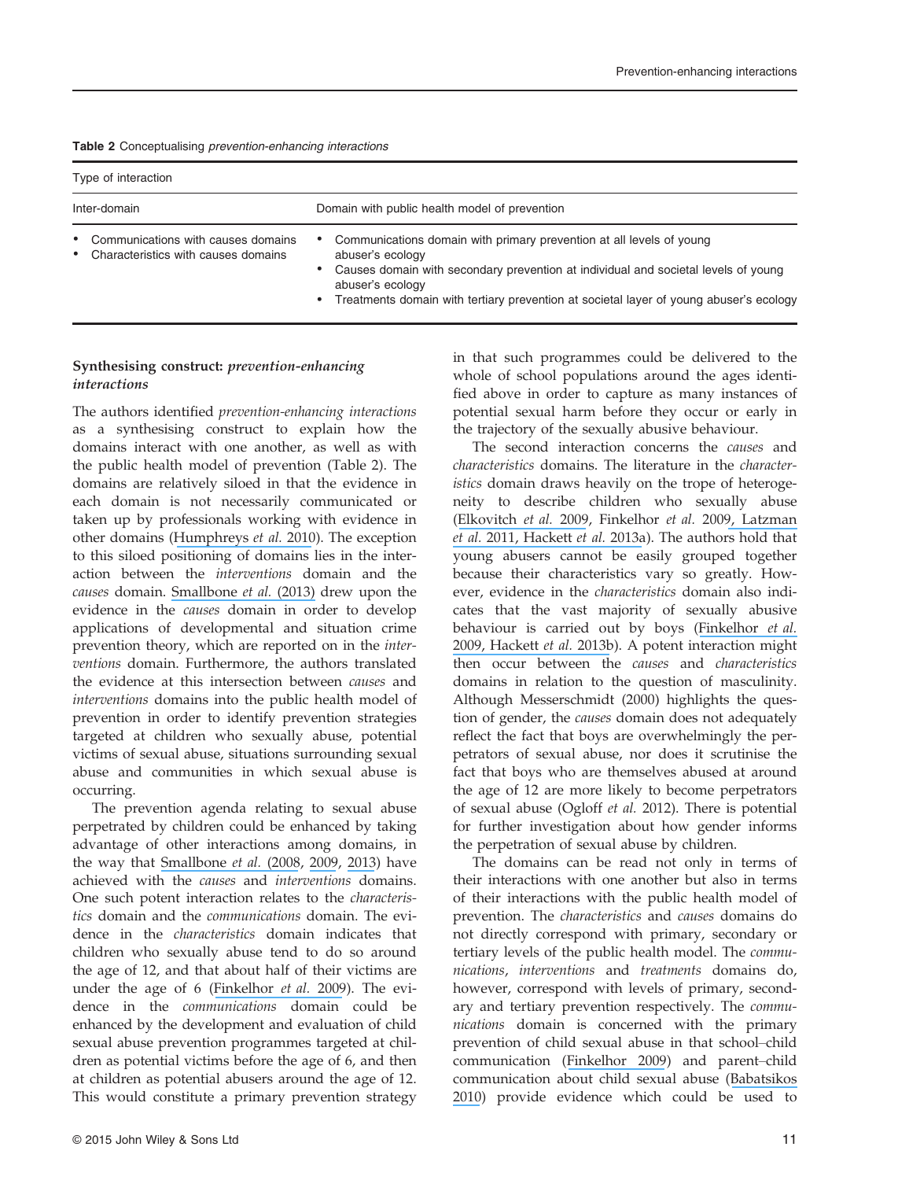**Table 2** Conceptualising *prevention-enhancing interactions*

| Type of interaction | |
|---|---|
| Inter-domain | Domain with public health model of prevention |
| • Communications with causes domains<br>• Characteristics with causes domains | • Communications domain with primary prevention at all levels of young abuser's ecology<br>• Causes domain with secondary prevention at individual and societal levels of young abuser's ecology<br>• Treatments domain with tertiary prevention at societal layer of young abuser's ecology |

### Synthesising construct: *prevention-enhancing interactions*

The authors identified *prevention-enhancing interactions* as a synthesising construct to explain how the domains interact with one another, as well as with the public health model of prevention (Table 2). The domains are relatively siloed in that the evidence in each domain is not necessarily communicated or taken up by professionals working with evidence in other domains (Humphreys *et al.* 2010). The exception to this siloed positioning of domains lies in the interaction between the *interventions* domain and the *causes* domain. Smallbone *et al.* (2013) drew upon the evidence in the *causes* domain in order to develop applications of developmental and situation crime prevention theory, which are reported on in the *interventions* domain. Furthermore, the authors translated the evidence at this intersection between *causes* and *interventions* domains into the public health model of prevention in order to identify prevention strategies targeted at children who sexually abuse, potential victims of sexual abuse, situations surrounding sexual abuse and communities in which sexual abuse is occurring.

The prevention agenda relating to sexual abuse perpetrated by children could be enhanced by taking advantage of other interactions among domains, in the way that Smallbone *et al.* (2008, 2009, 2013) have achieved with the *causes* and *interventions* domains. One such potent interaction relates to the *characteristics* domain and the *communications* domain. The evidence in the *characteristics* domain indicates that children who sexually abuse tend to do so around the age of 12, and that about half of their victims are under the age of 6 (Finkelhor *et al.* 2009). The evidence in the *communications* domain could be enhanced by the development and evaluation of child sexual abuse prevention programmes targeted at children as potential victims before the age of 6, and then at children as potential abusers around the age of 12. This would constitute a primary prevention strategy in that such programmes could be delivered to the whole of school populations around the ages identified above in order to capture as many instances of potential sexual harm before they occur or early in the trajectory of the sexually abusive behaviour.

The second interaction concerns the *causes* and *characteristics* domains. The literature in the *characteristics* domain draws heavily on the trope of heterogeneity to describe children who sexually abuse (Elkovitch *et al.* 2009, Finkelhor *et al.* 2009, Latzman *et al.* 2011, Hackett *et al.* 2013a). The authors hold that young abusers cannot be easily grouped together because their characteristics vary so greatly. However, evidence in the *characteristics* domain also indicates that the vast majority of sexually abusive behaviour is carried out by boys (Finkelhor *et al.* 2009, Hackett *et al.* 2013b). A potent interaction might then occur between the *causes* and *characteristics* domains in relation to the question of masculinity. Although Messerschmidt (2000) highlights the question of gender, the *causes* domain does not adequately reflect the fact that boys are overwhelmingly the perpetrators of sexual abuse, nor does it scrutinise the fact that boys who are themselves abused at around the age of 12 are more likely to become perpetrators of sexual abuse (Ogloff *et al.* 2012). There is potential for further investigation about how gender informs the perpetration of sexual abuse by children.

The domains can be read not only in terms of their interactions with one another but also in terms of their interactions with the public health model of prevention. The *characteristics* and *causes* domains do not directly correspond with primary, secondary or tertiary levels of the public health model. The *communications*, *interventions* and *treatments* domains do, however, correspond with levels of primary, secondary and tertiary prevention respectively. The *communications* domain is concerned with the primary prevention of child sexual abuse in that school–child communication (Finkelhor 2009) and parent–child communication about child sexual abuse (Babatsikos 2010) provide evidence which could be used to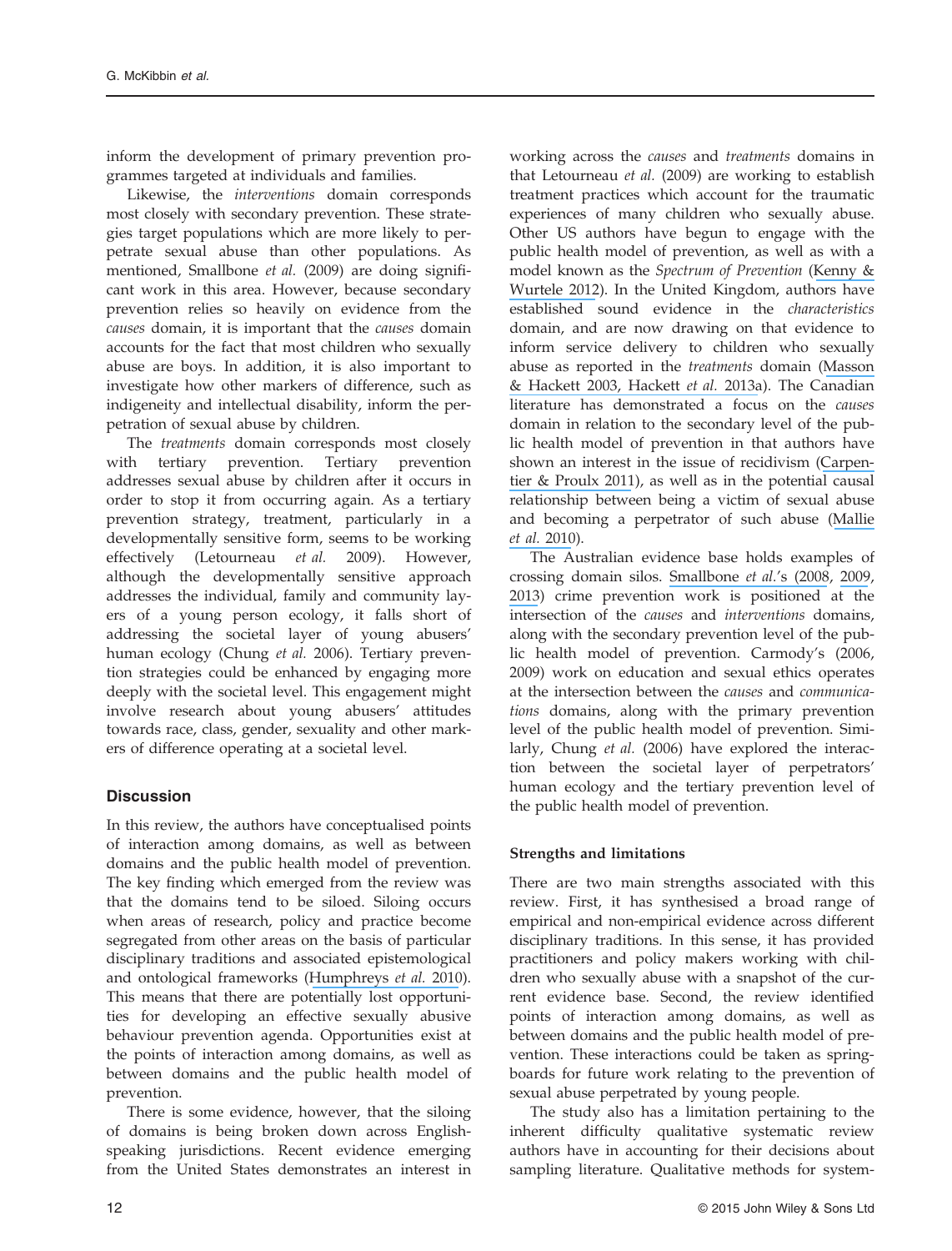inform the development of primary prevention programmes targeted at individuals and families.

Likewise, the *interventions* domain corresponds most closely with secondary prevention. These strategies target populations which are more likely to perpetrate sexual abuse than other populations. As mentioned, Smallbone *et al.* (2009) are doing significant work in this area. However, because secondary prevention relies so heavily on evidence from the *causes* domain, it is important that the *causes* domain accounts for the fact that most children who sexually abuse are boys. In addition, it is also important to investigate how other markers of difference, such as indigeneity and intellectual disability, inform the perpetration of sexual abuse by children.

The *treatments* domain corresponds most closely with tertiary prevention. Tertiary prevention addresses sexual abuse by children after it occurs in order to stop it from occurring again. As a tertiary prevention strategy, treatment, particularly in a developmentally sensitive form, seems to be working effectively (Letourneau *et al.* 2009). However, although the developmentally sensitive approach addresses the individual, family and community layers of a young person ecology, it falls short of addressing the societal layer of young abusers' human ecology (Chung *et al.* 2006). Tertiary prevention strategies could be enhanced by engaging more deeply with the societal level. This engagement might involve research about young abusers' attitudes towards race, class, gender, sexuality and other markers of difference operating at a societal level.

## Discussion

In this review, the authors have conceptualised points of interaction among domains, as well as between domains and the public health model of prevention. The key finding which emerged from the review was that the domains tend to be siloed. Siloing occurs when areas of research, policy and practice become segregated from other areas on the basis of particular disciplinary traditions and associated epistemological and ontological frameworks (Humphreys *et al.* 2010). This means that there are potentially lost opportunities for developing an effective sexually abusive behaviour prevention agenda. Opportunities exist at the points of interaction among domains, as well as between domains and the public health model of prevention.

There is some evidence, however, that the siloing of domains is being broken down across English-speaking jurisdictions. Recent evidence emerging from the United States demonstrates an interest in working across the *causes* and *treatments* domains in that Letourneau *et al.* (2009) are working to establish treatment practices which account for the traumatic experiences of many children who sexually abuse. Other US authors have begun to engage with the public health model of prevention, as well as with a model known as the *Spectrum of Prevention* (Kenny & Wurtele 2012). In the United Kingdom, authors have established sound evidence in the *characteristics* domain, and are now drawing on that evidence to inform service delivery to children who sexually abuse as reported in the *treatments* domain (Masson & Hackett 2003, Hackett *et al.* 2013a). The Canadian literature has demonstrated a focus on the *causes* domain in relation to the secondary level of the public health model of prevention in that authors have shown an interest in the issue of recidivism (Carpentier & Proulx 2011), as well as in the potential causal relationship between being a victim of sexual abuse and becoming a perpetrator of such abuse (Mallie *et al.* 2010).

The Australian evidence base holds examples of crossing domain silos. Smallbone *et al.*'s (2008, 2009, 2013) crime prevention work is positioned at the intersection of the *causes* and *interventions* domains, along with the secondary prevention level of the public health model of prevention. Carmody's (2006, 2009) work on education and sexual ethics operates at the intersection between the *causes* and *communications* domains, along with the primary prevention level of the public health model of prevention. Similarly, Chung *et al.* (2006) have explored the interaction between the societal layer of perpetrators' human ecology and the tertiary prevention level of the public health model of prevention.

### Strengths and limitations

There are two main strengths associated with this review. First, it has synthesised a broad range of empirical and non-empirical evidence across different disciplinary traditions. In this sense, it has provided practitioners and policy makers working with children who sexually abuse with a snapshot of the current evidence base. Second, the review identified points of interaction among domains, as well as between domains and the public health model of prevention. These interactions could be taken as springboards for future work relating to the prevention of sexual abuse perpetrated by young people.

The study also has a limitation pertaining to the inherent difficulty qualitative systematic review authors have in accounting for their decisions about sampling literature. Qualitative methods for system-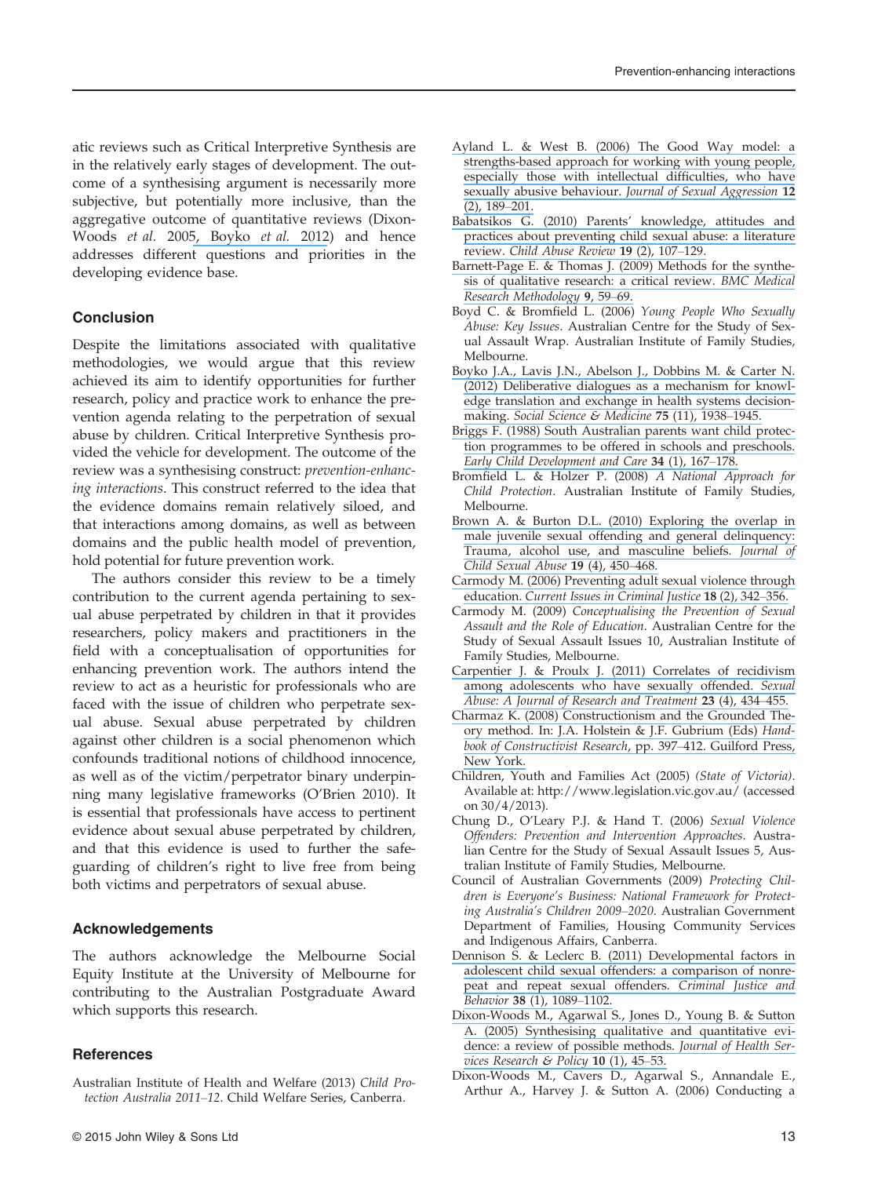atic reviews such as Critical Interpretive Synthesis are in the relatively early stages of development. The outcome of a synthesising argument is necessarily more subjective, but potentially more inclusive, than the aggregative outcome of quantitative reviews (Dixon-Woods *et al.* 2005, Boyko *et al.* 2012) and hence addresses different questions and priorities in the developing evidence base.

## Conclusion

Despite the limitations associated with qualitative methodologies, we would argue that this review achieved its aim to identify opportunities for further research, policy and practice work to enhance the prevention agenda relating to the perpetration of sexual abuse by children. Critical Interpretive Synthesis provided the vehicle for development. The outcome of the review was a synthesising construct: *prevention-enhancing interactions*. This construct referred to the idea that the evidence domains remain relatively siloed, and that interactions among domains, as well as between domains and the public health model of prevention, hold potential for future prevention work.

The authors consider this review to be a timely contribution to the current agenda pertaining to sexual abuse perpetrated by children in that it provides researchers, policy makers and practitioners in the field with a conceptualisation of opportunities for enhancing prevention work. The authors intend the review to act as a heuristic for professionals who are faced with the issue of children who perpetrate sexual abuse. Sexual abuse perpetrated by children against other children is a social phenomenon which confounds traditional notions of childhood innocence, as well as of the victim/perpetrator binary underpinning many legislative frameworks (O'Brien 2010). It is essential that professionals have access to pertinent evidence about sexual abuse perpetrated by children, and that this evidence is used to further the safeguarding of children's right to live free from being both victims and perpetrators of sexual abuse.

## Acknowledgements

The authors acknowledge the Melbourne Social Equity Institute at the University of Melbourne for contributing to the Australian Postgraduate Award which supports this research.

## References

Australian Institute of Health and Welfare (2013) *Child Protection Australia 2011–12*. Child Welfare Series, Canberra.

Ayland L. & West B. (2006) The Good Way model: a strengths-based approach for working with young people, especially those with intellectual difficulties, who have sexually abusive behaviour. *Journal of Sexual Aggression* **12** (2), 189–201.

Babatsikos G. (2010) Parents' knowledge, attitudes and practices about preventing child sexual abuse: a literature review. *Child Abuse Review* **19** (2), 107–129.

Barnett-Page E. & Thomas J. (2009) Methods for the synthesis of qualitative research: a critical review. *BMC Medical Research Methodology* **9**, 59–69.

Boyd C. & Bromfield L. (2006) *Young People Who Sexually Abuse: Key Issues*. Australian Centre for the Study of Sexual Assault Wrap. Australian Institute of Family Studies, Melbourne.

Boyko J.A., Lavis J.N., Abelson J., Dobbins M. & Carter N. (2012) Deliberative dialogues as a mechanism for knowledge translation and exchange in health systems decision-making. *Social Science & Medicine* **75** (11), 1938–1945.

Briggs F. (1988) South Australian parents want child protection programmes to be offered in schools and preschools. *Early Child Development and Care* **34** (1), 167–178.

Bromfield L. & Holzer P. (2008) *A National Approach for Child Protection*. Australian Institute of Family Studies, Melbourne.

Brown A. & Burton D.L. (2010) Exploring the overlap in male juvenile sexual offending and general delinquency: Trauma, alcohol use, and masculine beliefs. *Journal of Child Sexual Abuse* **19** (4), 450–468.

Carmody M. (2006) Preventing adult sexual violence through education. *Current Issues in Criminal Justice* **18** (2), 342–356.

Carmody M. (2009) *Conceptualising the Prevention of Sexual Assault and the Role of Education*. Australian Centre for the Study of Sexual Assault Issues 10, Australian Institute of Family Studies, Melbourne.

Carpentier J. & Proulx J. (2011) Correlates of recidivism among adolescents who have sexually offended. *Sexual Abuse: A Journal of Research and Treatment* **23** (4), 434–455.

Charmaz K. (2008) Constructionism and the Grounded Theory method. In: J.A. Holstein & J.F. Gubrium (Eds) *Handbook of Constructivist Research*, pp. 397–412. Guilford Press, New York.

Children, Youth and Families Act (2005) *(State of Victoria)*. Available at: http://www.legislation.vic.gov.au/ (accessed on 30/4/2013).

Chung D., O'Leary P.J. & Hand T. (2006) *Sexual Violence Offenders: Prevention and Intervention Approaches*. Australian Centre for the Study of Sexual Assault Issues 5, Australian Institute of Family Studies, Melbourne.

Council of Australian Governments (2009) *Protecting Children is Everyone's Business: National Framework for Protecting Australia's Children 2009–2020*. Australian Government Department of Families, Housing Community Services and Indigenous Affairs, Canberra.

Dennison S. & Leclerc B. (2011) Developmental factors in adolescent child sexual offenders: a comparison of nonrepeat and repeat sexual offenders. *Criminal Justice and Behavior* **38** (1), 1089–1102.

Dixon-Woods M., Agarwal S., Jones D., Young B. & Sutton A. (2005) Synthesising qualitative and quantitative evidence: a review of possible methods. *Journal of Health Services Research & Policy* **10** (1), 45–53.

Dixon-Woods M., Cavers D., Agarwal S., Annandale E., Arthur A., Harvey J. & Sutton A. (2006) Conducting a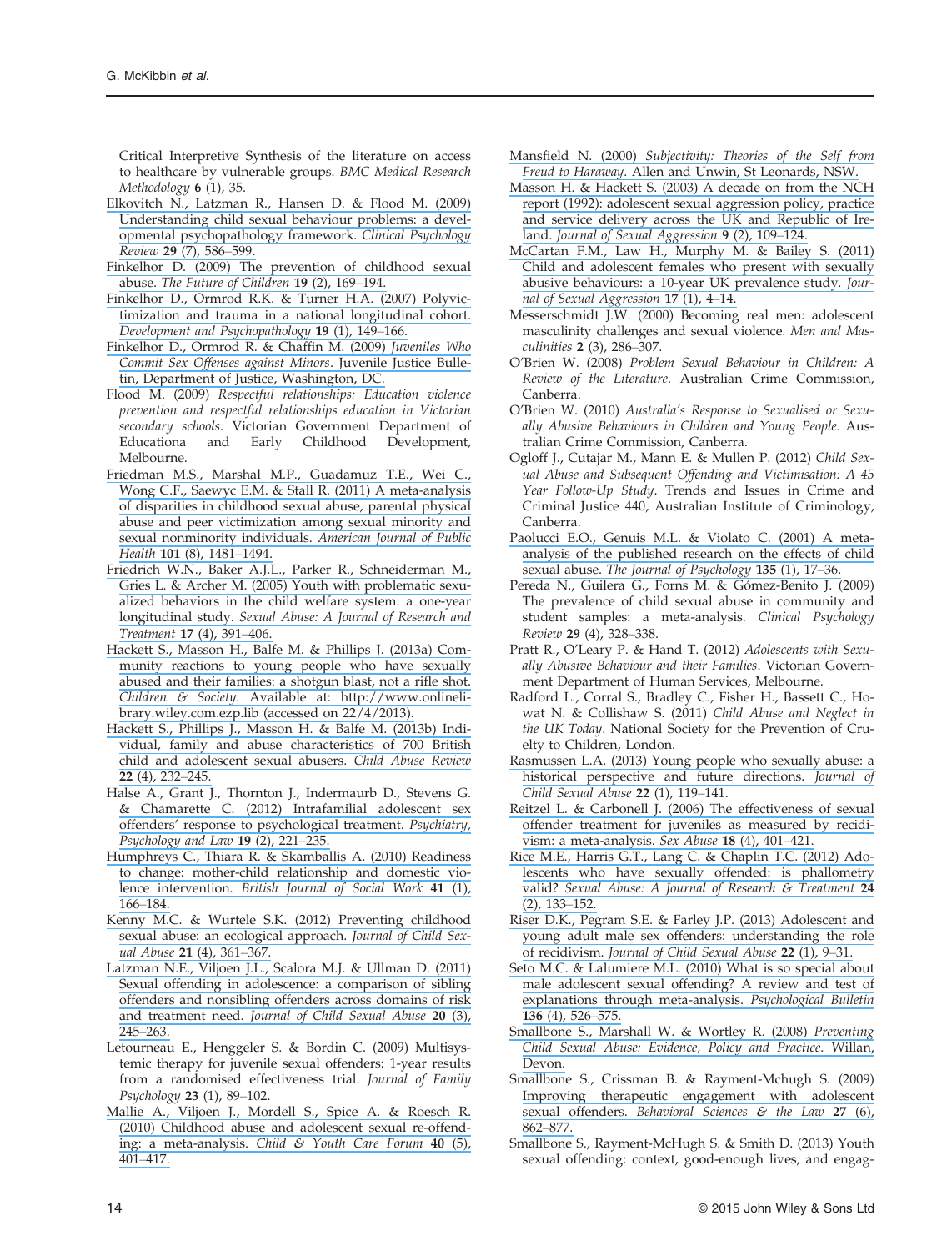Critical Interpretive Synthesis of the literature on access to healthcare by vulnerable groups. *BMC Medical Research Methodology* **6** (1), 35.

Elkovitch N., Latzman R., Hansen D. & Flood M. (2009) Understanding child sexual behaviour problems: a developmental psychopathology framework. *Clinical Psychology Review* **29** (7), 586–599.

Finkelhor D. (2009) The prevention of childhood sexual abuse. *The Future of Children* **19** (2), 169–194.

Finkelhor D., Ormrod R.K. & Turner H.A. (2007) Polyvictimization and trauma in a national longitudinal cohort. *Development and Psychopathology* **19** (1), 149–166.

Finkelhor D., Ormrod R. & Chaffin M. (2009) *Juveniles Who Commit Sex Offenses against Minors*. Juvenile Justice Bulletin, Department of Justice, Washington, DC.

Flood M. (2009) *Respectful relationships: Education violence prevention and respectful relationships education in Victorian secondary schools*. Victorian Government Department of Educationa and Early Childhood Development, Melbourne.

Friedman M.S., Marshal M.P., Guadamuz T.E., Wei C., Wong C.F., Saewyc E.M. & Stall R. (2011) A meta-analysis of disparities in childhood sexual abuse, parental physical abuse and peer victimization among sexual minority and sexual nonminority individuals. *American Journal of Public Health* **101** (8), 1481–1494.

Friedrich W.N., Baker A.J.L., Parker R., Schneiderman M., Gries L. & Archer M. (2005) Youth with problematic sexualized behaviors in the child welfare system: a one-year longitudinal study. *Sexual Abuse: A Journal of Research and Treatment* **17** (4), 391–406.

Hackett S., Masson H., Balfe M. & Phillips J. (2013a) Community reactions to young people who have sexually abused and their families: a shotgun blast, not a rifle shot. *Children & Society*. Available at: http://www.onlinelibrary.wiley.com.ezp.lib (accessed on 22/4/2013).

Hackett S., Phillips J., Masson H. & Balfe M. (2013b) Individual, family and abuse characteristics of 700 British child and adolescent sexual abusers. *Child Abuse Review* **22** (4), 232–245.

Halse A., Grant J., Thornton J., Indermaurb D., Stevens G. & Chamarette C. (2012) Intrafamilial adolescent sex offenders' response to psychological treatment. *Psychiatry, Psychology and Law* **19** (2), 221–235.

Humphreys C., Thiara R. & Skamballis A. (2010) Readiness to change: mother-child relationship and domestic violence intervention. *British Journal of Social Work* **41** (1), 166–184.

Kenny M.C. & Wurtele S.K. (2012) Preventing childhood sexual abuse: an ecological approach. *Journal of Child Sexual Abuse* **21** (4), 361–367.

Latzman N.E., Viljoen J.L., Scalora M.J. & Ullman D. (2011) Sexual offending in adolescence: a comparison of sibling offenders and nonsibling offenders across domains of risk and treatment need. *Journal of Child Sexual Abuse* **20** (3), 245–263.

Letourneau E., Henggeler S. & Bordin C. (2009) Multisystemic therapy for juvenile sexual offenders: 1-year results from a randomised effectiveness trial. *Journal of Family Psychology* **23** (1), 89–102.

Mallie A., Viljoen J., Mordell S., Spice A. & Roesch R. (2010) Childhood abuse and adolescent sexual re-offending: a meta-analysis. *Child & Youth Care Forum* **40** (5), 401–417.

Mansfield N. (2000) *Subjectivity: Theories of the Self from Freud to Haraway*. Allen and Unwin, St Leonards, NSW.

Masson H. & Hackett S. (2003) A decade on from the NCH report (1992): adolescent sexual aggression policy, practice and service delivery across the UK and Republic of Ireland. *Journal of Sexual Aggression* **9** (2), 109–124.

McCartan F.M., Law H., Murphy M. & Bailey S. (2011) Child and adolescent females who present with sexually abusive behaviours: a 10-year UK prevalence study. *Journal of Sexual Aggression* **17** (1), 4–14.

Messerschmidt J.W. (2000) Becoming real men: adolescent masculinity challenges and sexual violence. *Men and Masculinities* **2** (3), 286–307.

O'Brien W. (2008) *Problem Sexual Behaviour in Children: A Review of the Literature*. Australian Crime Commission, Canberra.

O'Brien W. (2010) *Australia's Response to Sexualised or Sexually Abusive Behaviours in Children and Young People*. Australian Crime Commission, Canberra.

Ogloff J., Cutajar M., Mann E. & Mullen P. (2012) *Child Sexual Abuse and Subsequent Offending and Victimisation: A 45 Year Follow-Up Study*. Trends and Issues in Crime and Criminal Justice 440, Australian Institute of Criminology, Canberra.

Paolucci E.O., Genuis M.L. & Violato C. (2001) A meta-analysis of the published research on the effects of child sexual abuse. *The Journal of Psychology* **135** (1), 17–36.

Pereda N., Guilera G., Forns M. & Gómez-Benito J. (2009) The prevalence of child sexual abuse in community and student samples: a meta-analysis. *Clinical Psychology Review* **29** (4), 328–338.

Pratt R., O'Leary P. & Hand T. (2012) *Adolescents with Sexually Abusive Behaviour and their Families*. Victorian Government Department of Human Services, Melbourne.

Radford L., Corral S., Bradley C., Fisher H., Bassett C., Howat N. & Collishaw S. (2011) *Child Abuse and Neglect in the UK Today*. National Society for the Prevention of Cruelty to Children, London.

Rasmussen L.A. (2013) Young people who sexually abuse: a historical perspective and future directions. *Journal of Child Sexual Abuse* **22** (1), 119–141.

Reitzel L. & Carbonell J. (2006) The effectiveness of sexual offender treatment for juveniles as measured by recidivism: a meta-analysis. *Sex Abuse* **18** (4), 401–421.

Rice M.E., Harris G.T., Lang C. & Chaplin T.C. (2012) Adolescents who have sexually offended: is phallometry valid? *Sexual Abuse: A Journal of Research & Treatment* **24** (2), 133–152.

Riser D.K., Pegram S.E. & Farley J.P. (2013) Adolescent and young adult male sex offenders: understanding the role of recidivism. *Journal of Child Sexual Abuse* **22** (1), 9–31.

Seto M.C. & Lalumiere M.L. (2010) What is so special about male adolescent sexual offending? A review and test of explanations through meta-analysis. *Psychological Bulletin* **136** (4), 526–575.

Smallbone S., Marshall W. & Wortley R. (2008) *Preventing Child Sexual Abuse: Evidence, Policy and Practice*. Willan, Devon.

Smallbone S., Crissman B. & Rayment-Mchugh S. (2009) Improving therapeutic engagement with adolescent sexual offenders. *Behavioral Sciences & the Law* **27** (6), 862–877.

Smallbone S., Rayment-McHugh S. & Smith D. (2013) Youth sexual offending: context, good-enough lives, and engag-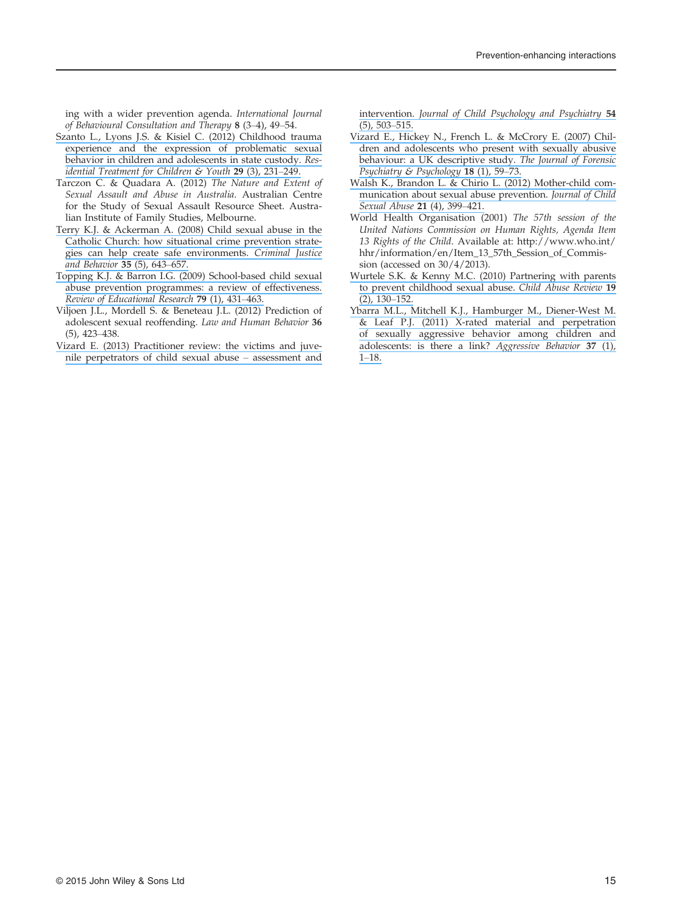ing with a wider prevention agenda. *International Journal of Behavioural Consultation and Therapy* **8** (3–4), 49–54.

Szanto L., Lyons J.S. & Kisiel C. (2012) Childhood trauma experience and the expression of problematic sexual behavior in children and adolescents in state custody. *Residential Treatment for Children & Youth* **29** (3), 231–249.

Tarczon C. & Quadara A. (2012) *The Nature and Extent of Sexual Assault and Abuse in Australia*. Australian Centre for the Study of Sexual Assault Resource Sheet. Australian Institute of Family Studies, Melbourne.

Terry K.J. & Ackerman A. (2008) Child sexual abuse in the Catholic Church: how situational crime prevention strategies can help create safe environments. *Criminal Justice and Behavior* **35** (5), 643–657.

Topping K.J. & Barron I.G. (2009) School-based child sexual abuse prevention programmes: a review of effectiveness. *Review of Educational Research* **79** (1), 431–463.

Viljoen J.L., Mordell S. & Beneteau J.L. (2012) Prediction of adolescent sexual reoffending. *Law and Human Behavior* **36** (5), 423–438.

Vizard E. (2013) Practitioner review: the victims and juvenile perpetrators of child sexual abuse – assessment and intervention. *Journal of Child Psychology and Psychiatry* **54** (5), 503–515.

Vizard E., Hickey N., French L. & McCrory E. (2007) Children and adolescents who present with sexually abusive behaviour: a UK descriptive study. *The Journal of Forensic Psychiatry & Psychology* **18** (1), 59–73.

Walsh K., Brandon L. & Chirio L. (2012) Mother-child communication about sexual abuse prevention. *Journal of Child Sexual Abuse* **21** (4), 399–421.

World Health Organisation (2001) *The 57th session of the United Nations Commission on Human Rights, Agenda Item 13 Rights of the Child*. Available at: http://www.who.int/hhr/information/en/Item_13_57th_Session_of_Commission (accessed on 30/4/2013).

Wurtele S.K. & Kenny M.C. (2010) Partnering with parents to prevent childhood sexual abuse. *Child Abuse Review* **19** (2), 130–152.

Ybarra M.L., Mitchell K.J., Hamburger M., Diener-West M. & Leaf P.J. (2011) X-rated material and perpetration of sexually aggressive behavior among children and adolescents: is there a link? *Aggressive Behavior* **37** (1), 1–18.